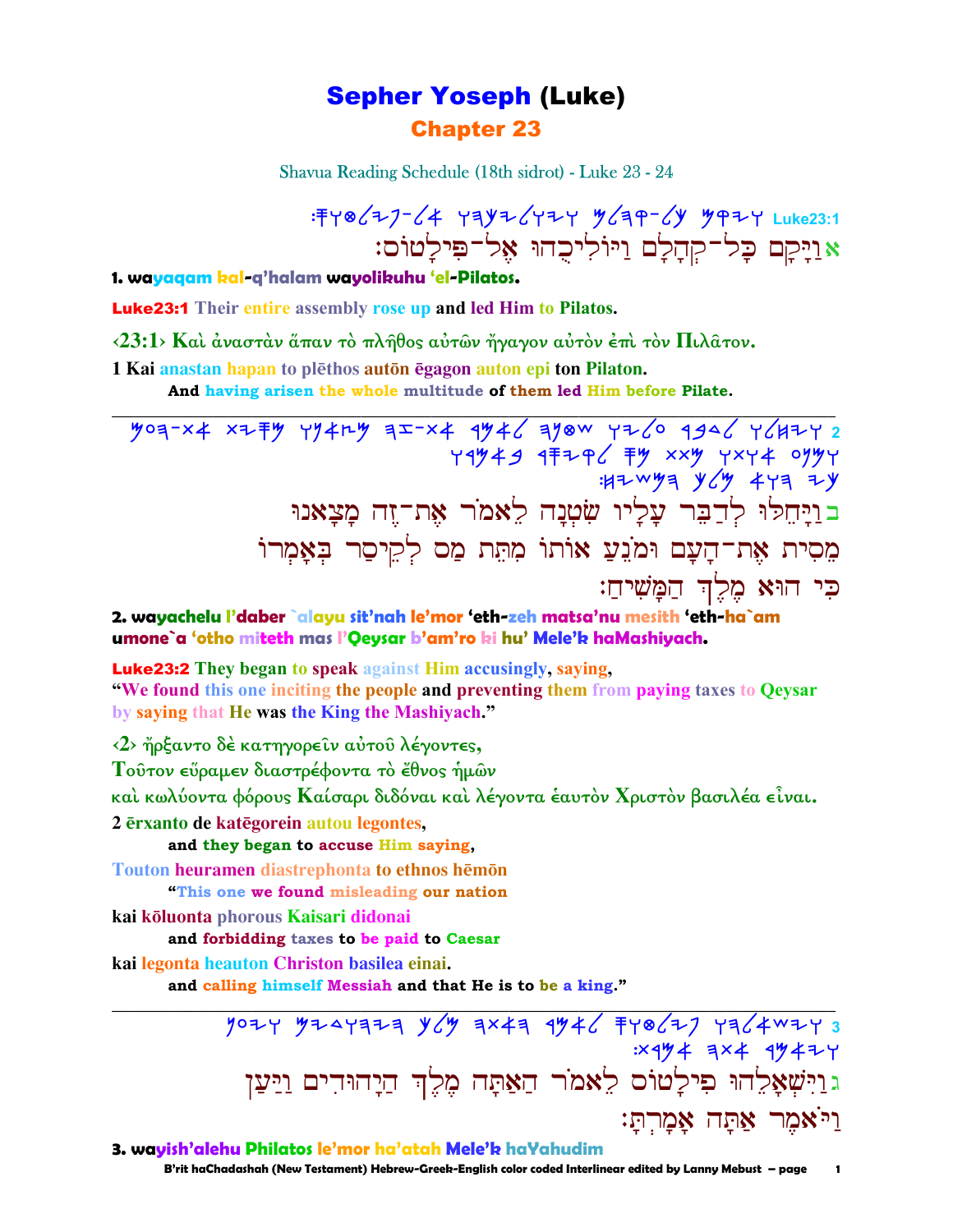# Sepher Yoseph (Luke)

## Chapter 23

Shavua Reading Schedule (18th sidrot) - Luke 23 - 24

Luke23:1

אוַיָּקָם כָּל־קְהָלָם וַיּוֹלִיכֻהוּ אֶל־פִּילָטוֹס׃

**1. wayaqam kal-q'halam wayolikuhu 'el-Pilatos.**

**Luke23:1** Their entire assembly rose up and led Him to Pilatos.

‹23:1› **Καὶ ἀναστὰν ἅπαν τὸ πλῆθος αὐτῶν ἤγαγον αὐτὸν ἐπὶ τὸν Πιλᾶτον.**

**1 Kai anastan hapan to plēthos autōn ēgagon auton epi ton Pilaton.**

**And having arisen the whole multitude of them led Him before Pilate.**

---

בוַיָּחֵלּוּ לְדַבֵּר עָלָיו שִׂטְנָה לֵאמֹר אֶת־זֶה מָצָאנוּ מֵסִית אֶת־הָעָם וּמֹנֵעַ אוֹתוֹ מִתֵּת מַס לְקֵיסַר בְּאָמְרוֹ כִּי הוּא מֶלֶךְ הַמָּשִׁיחַ׃

**2. wayachelu l'daber `alayu sit'nah le'mor 'eth-zeh matsa'nu mesith 'eth-ha`am umone`a 'otho miteth mas l'Qeysar b'am'ro ki hu' Mele'k haMashiyach.**

**Luke23:2** They began to speak against Him accusingly, saying,
"We found this one inciting the people and preventing them from paying taxes to Qeysar by saying that He was the King the Mashiyach."

‹2› ἤρξαντο δὲ κατηγορεῖν αὐτοῦ λέγοντες,

Τοῦτον εὕραμεν διαστρέφοντα τὸ ἔθνος ἡμῶν

καὶ κωλύοντα φόρους Καίσαρι διδόναι καὶ λέγοντα ἑαυτὸν Χριστὸν βασιλέα εἶναι.

2 ērxanto de katēgorein autou legontes,

**and they began to accuse Him saying,**

Touton heuramen diastrephonta to ethnos hēmōn

**"This one we found misleading our nation**

kai kōluonta phorous Kaisari didonai

**and forbidding taxes to be paid to Caesar**

kai legonta heauton Christon basilea einai.

**and calling himself Messiah and that He is to be a king."**

---

גוַיִּשְׁאָלֵהוּ פִּילָטוֹס לֵאמֹר הַאַתָּה מֶלֶךְ הַיְהוּדִים וַיַּעַן וַיֹּאמֶר אַתָּה אָמַרְתָּ׃

**3. wayish'alehu Philatos le'mor ha'atah Mele'k haYahudim**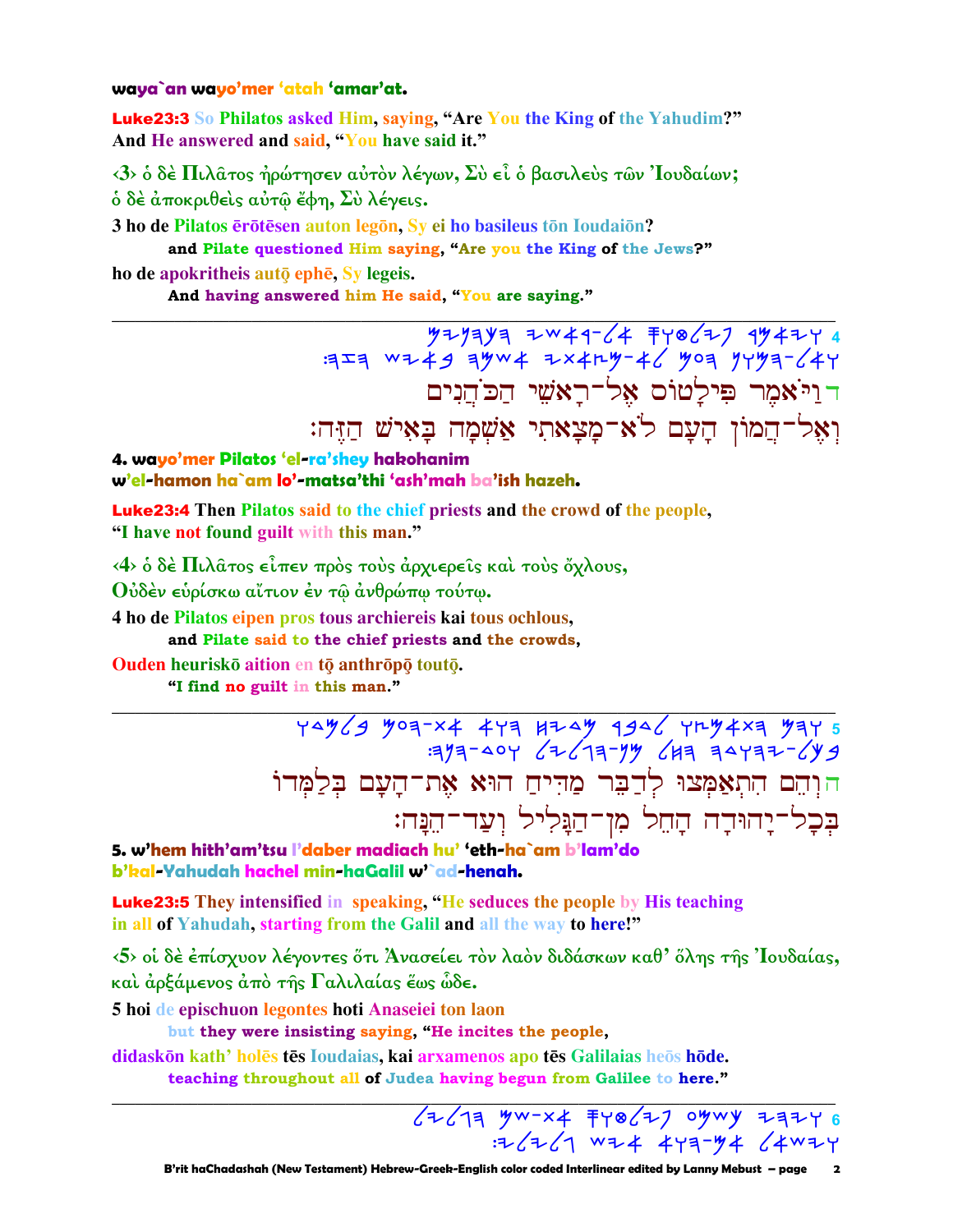**waya`an wayo'mer 'atah 'amar'at.**

**Luke23:3** So Philatos asked Him, saying, "Are You the King of the Yahudim?" And He answered and said, "You have said it."

‹3› ὁ δὲ Πιλᾶτος ἠρώτησεν αὐτὸν λέγων, Σὺ εἶ ὁ βασιλεὺς τῶν Ἰουδαίων; ὁ δὲ ἀποκριθεὶς αὐτῷ ἔφη, Σὺ λέγεις.

3 ho de Pilatos ērōtēsen auton legōn, Sy ei ho basileus tōn Ioudaiōn?
**and Pilate questioned Him saying, "Are you the King of the Jews?"**
ho de apokritheis autō ephē, Sy legeis.
**And having answered him He said, "You are saying."**

---

4 ד וַיֹּאמֶר פִּילָטוֹס אֶל־רָאשֵׁי הַכֹּהֲנִים
וְאֶל־הֲמוֹן הָעָם לֹא־מָצָאתִי אַשְׁמָה בָּאִישׁ הַזֶּה׃

**4. wayo'mer Pilatos 'el-ra'shey hakohanim w'el-hamon ha`am lo'-matsa'thi 'ash'mah ba'ish hazeh.**

**Luke23:4** Then Pilatos said to the chief priests and the crowd of the people, "I have not found guilt with this man."

‹4› ὁ δὲ Πιλᾶτος εἶπεν πρὸς τοὺς ἀρχιερεῖς καὶ τοὺς ὄχλους, Οὐδὲν εὑρίσκω αἴτιον ἐν τῷ ἀνθρώπῳ τούτῳ.

4 ho de Pilatos eipen pros tous archiereis kai tous ochlous,
**and Pilate said to the chief priests and the crowds,**
Ouden heuriskō aition en tō anthrōpō toutō.
**"I find no guilt in this man."**

---

5 ה וְהֵם הִתְאַמְּצוּ לְדַבֵּר מַדִּיחַ הוּא אֶת־הָעָם בְּלַמְּדוֹ
בְּכָל־יָהוּדָה הָחֵל מִן־הַגָּלִיל וְעַד־הֵנָּה׃

**5. w'hem hith'am'tsu l'daber madiach hu' 'eth-ha`am b'lam'do b'kal-Yahudah hachel min-haGalil w'`ad-henah.**

**Luke23:5** They intensified in speaking, "He seduces the people by His teaching in all of Yahudah, starting from the Galil and all the way to here!"

‹5› οἱ δὲ ἐπίσχυον λέγοντες ὅτι Ἀνασείει τὸν λαὸν διδάσκων καθ' ὅλης τῆς Ἰουδαίας, καὶ ἀρξάμενος ἀπὸ τῆς Γαλιλαίας ἕως ὧδε.

5 hoi de epischuon legontes hoti Anaseiei ton laon
**but they were insisting saying, "He incites the people,**
didaskōn kath' holēs tēs Ioudaias, kai arxamenos apo tēs Galilaias heōs hōde.
**teaching throughout all of Judea having begun from Galilee to here."**

---

6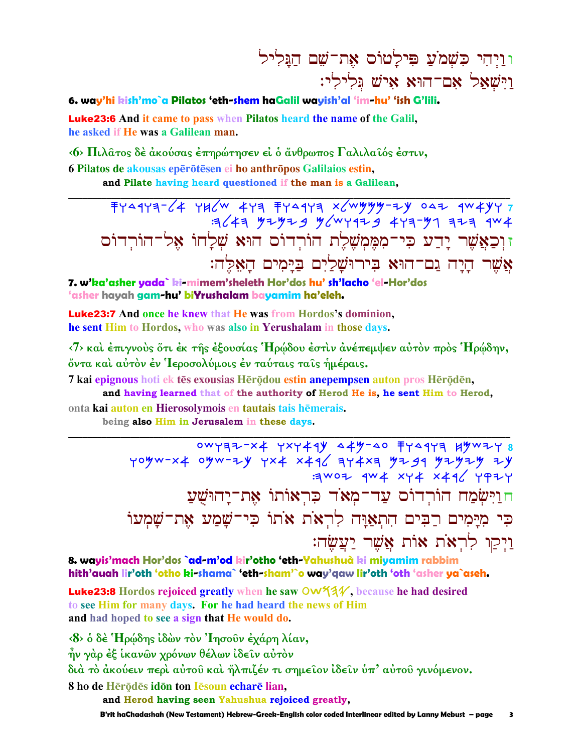ו וַיְהִי כִּשְׁמֹעַ פִּילָטוֹס אֶת־שֵׁם הַגָּלִיל
וַיִּשְׁאַל אִם־הוּא אִישׁ גְּלִילִי׃

**6. way'hi kish'mo`a Pilatos 'eth-shem haGalil wayish'al 'im-hu' 'ish G'lili.**

**Luke23:6** And it came to pass when Pilatos heard the name of the Galil, he asked if He was a Galilean man.

‹6› Πιλᾶτος δὲ ἀκούσας ἐπηρώτησεν εἰ ὁ ἄνθρωπος Γαλιλαῖός ἐστιν,

6 Pilatos de akousas epērōtēsen ei ho anthrōpos Galilaios estin,

**and Pilate having heard questioned if the man is a Galilean,**

---

ז וְכַאֲשֶׁר יָדַע כִּי־מִמֶּמְשֶׁלֶת הוֹרְדוֹס הוּא שְׁלָחוֹ אֶל־הוֹרְדוֹס
אֲשֶׁר הָיָה גַם־הוּא בִּירוּשָׁלַיִם בַּיָּמִים הָאֵלֶּה׃

**7. w'ka'asher yada` ki-mimem'sheleth Hor'dos hu' sh'lacho 'el-Hor'dos 'asher hayah gam-hu' biYrushalam bayamim ha'eleh.**

**Luke23:7** And once he knew that He was from Hordos's dominion, he sent Him to Hordos, who was also in Yerushalam in those days.

‹7› καὶ ἐπιγνοὺς ὅτι ἐκ τῆς ἐξουσίας Ἡρῴδου ἐστὶν ἀνέπεμψεν αὐτὸν πρὸς Ἡρῴδην, ὄντα καὶ αὐτὸν ἐν Ἱεροσολύμοις ἐν ταύταις ταῖς ἡμέραις.

7 kai epignous hoti ek tēs exousias Hērōdou estin anepempsen auton pros Hērōdēn,

**and having learned that of the authority of Herod He is, he sent Him to Herod,**

onta kai auton en Hierosolymois en tautais tais hēmerais.

**being also Him in Jerusalem in these days.**

---

ח וַיִּשְׂמַח הוֹרְדוֹס עַד־מְאֹד כִּרְאוֹתוֹ אֶת־יָהוּשֻׁעַ
כִּי מִיָּמִים רַבִּים הִתְאַוָּה לִרְאֹת אֹתוֹ כִּי־שָׁמַע אֶת־שָׁמְעוֹ
וַיְקַו לִרְאֹת אוֹת אֲשֶׁר יַעֲשֶׂה׃

**8. wayis'mach Hor'dos `ad-m'od kir'otho 'eth-Yahushuà ki miyamim rabbim hith'auah lir'oth 'otho ki-shama` 'eth-sham'`o way'qaw lir'oth 'oth 'asher ya`aseh.**

**Luke23:8** Hordos rejoiced greatly when he saw Yahushua, because he had desired to see Him for many days. For he had heard the news of Him and had hoped to see a sign that He would do.

‹8› ὁ δὲ Ἡρῴδης ἰδὼν τὸν Ἰησοῦν ἐχάρη λίαν, ἦν γὰρ ἐξ ἱκανῶν χρόνων θέλων ἰδεῖν αὐτὸν διὰ τὸ ἀκούειν περὶ αὐτοῦ καὶ ἤλπιζέν τι σημεῖον ἰδεῖν ὑπ' αὐτοῦ γινόμενον.

8 ho de Hērōdēs idōn ton Iēsounecharē lian,

**and Herod having seen Yahushua rejoiced greatly,**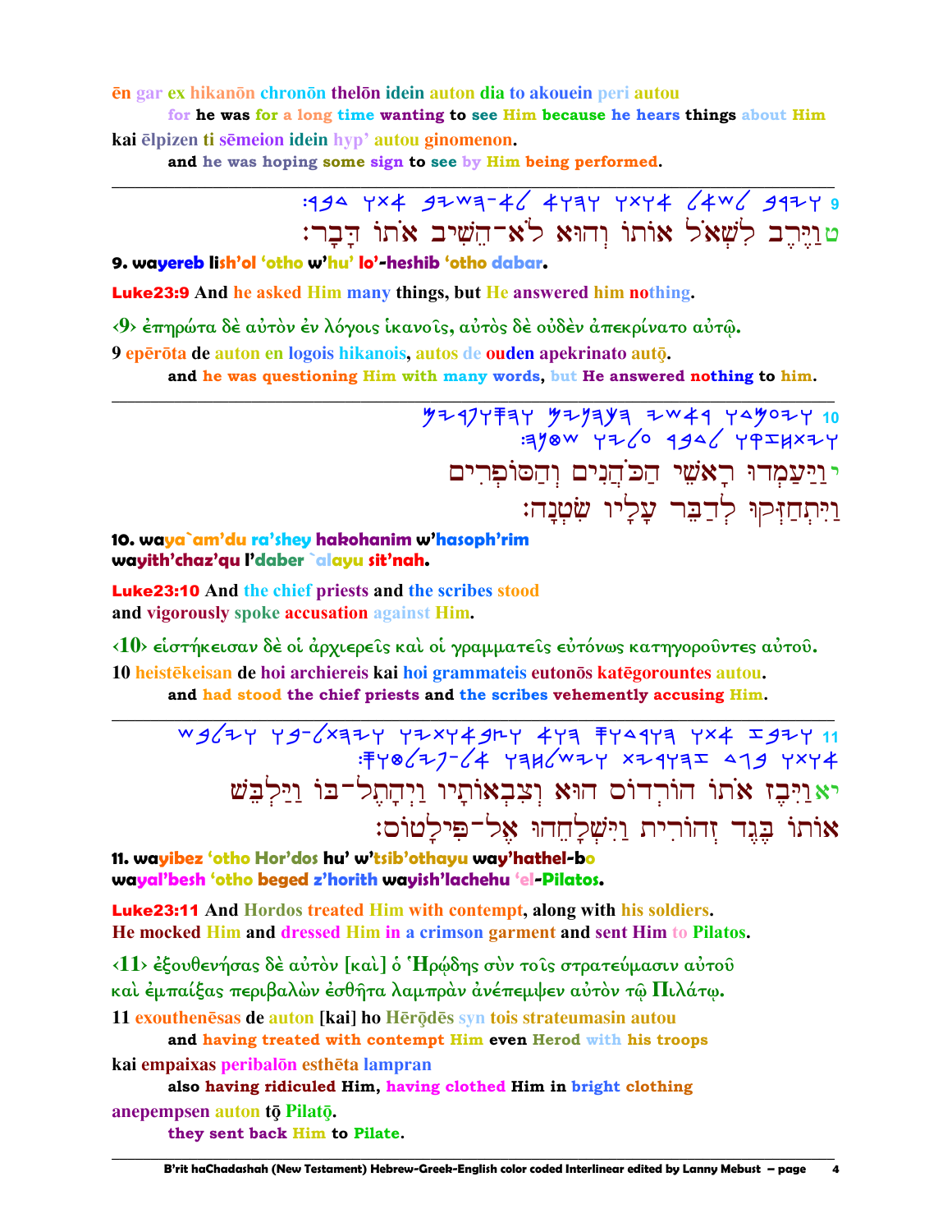ēn gar ex hikanōn chronōn thelōn idein auton dia to akouein peri autou

for he was for a long time wanting to see Him because he hears things about Him

kai ēlpizen ti sēmeion idein hyp' autou ginomenon.

and he was hoping some sign to see by Him being performed.

---

9 :דבר אתו השיב לא־השיב והוא אתו לשאל וירב

ט וַיֶּרֶב לִשְׁאֹל אוֹתוֹ וְהוּא לֹא־הֵשִׁיב אֹתוֹ דָּבָר׃

**9. wayereb lish'ol 'otho w'hu' lo'-heshib 'otho dabar.**

**Luke23:9** And he asked Him many things, but He answered him nothing.

‹9› ἐπηρώτα δὲ αὐτὸν ἐν λόγοις ἱκανοῖς, αὐτὸς δὲ οὐδὲν ἀπεκρίνατο αὐτῷ.

9 epērōta de auton en logois hikanois, autos de ouden apekrinato autō.

and he was questioning Him with many words, but He answered nothing to him.

---

10 ויעמדו ראשי הכהנים והסופרים ויתחזקו לדבר עליו שטנה׃

י וַיַּעַמְדוּ רָאשֵׁי הַכֹּהֲנִים וְהַסּוֹפְרִים
וַיִּתְחַזְּקוּ לְדַבֵּר עָלָיו שִׂטְנָה׃

**10. waya`am'du ra'shey hakohanim w'hasoph'rim wayith'chaz'qu l'daber `alayu sit'nah.**

**Luke23:10** And the chief priests and the scribes stood and vigorously spoke accusation against Him.

‹10› εἱστήκεισαν δὲ οἱ ἀρχιερεῖς καὶ οἱ γραμματεῖς εὐτόνως κατηγοροῦντες αὐτοῦ.

10 heistēkeisan de hoi archiereis kai hoi grammateis eutonōs katēgorountes autou.

and had stood the chief priests and the scribes vehemently accusing Him.

---

11 ויבז אתו הורדוס הוא וצבאותיו ויהתל־בו וילבש אותו בגד זהורית וישלחהו אל־פילטוס׃

יא וַיָּבֶז אֹתוֹ הוֹרְדוֹס הוּא וְצִבְאוֹתָיו וַיְהָתֶל־בּוֹ וַיַּלְבֵּשׁ
אוֹתוֹ בֶּגֶד זְהוֹרִית וַיִּשְׁלָחֵהוּ אֶל־פִּילָטוֹס׃

**11. wayibez 'otho Hor'dos hu' w'tsib'othayu way'hathel-bo wayal'besh 'otho beged z'horith wayish'lachehu 'el-Pilatos.**

**Luke23:11** And Hordos treated Him with contempt, along with his soldiers. He mocked Him and dressed Him in a crimson garment and sent Him to Pilatos.

‹11› ἐξουθενήσας δὲ αὐτὸν [καὶ] ὁ Ἡρῴδης σὺν τοῖς στρατεύμασιν αὐτοῦ καὶ ἐμπαίξας περιβαλὼν ἐσθῆτα λαμπρὰν ἀνέπεμψεν αὐτὸν τῷ Πιλάτῳ.

11 exouthenēsas de auton [kai] ho Hērōdēs syn tois strateumasin autou

and having treated with contempt Him even Herod with his troops

kai empaixas peribalōn esthēta lampran

also having ridiculed Him, having clothed Him in bright clothing

anepempsen auton tō Pilatō.

they sent back Him to Pilate.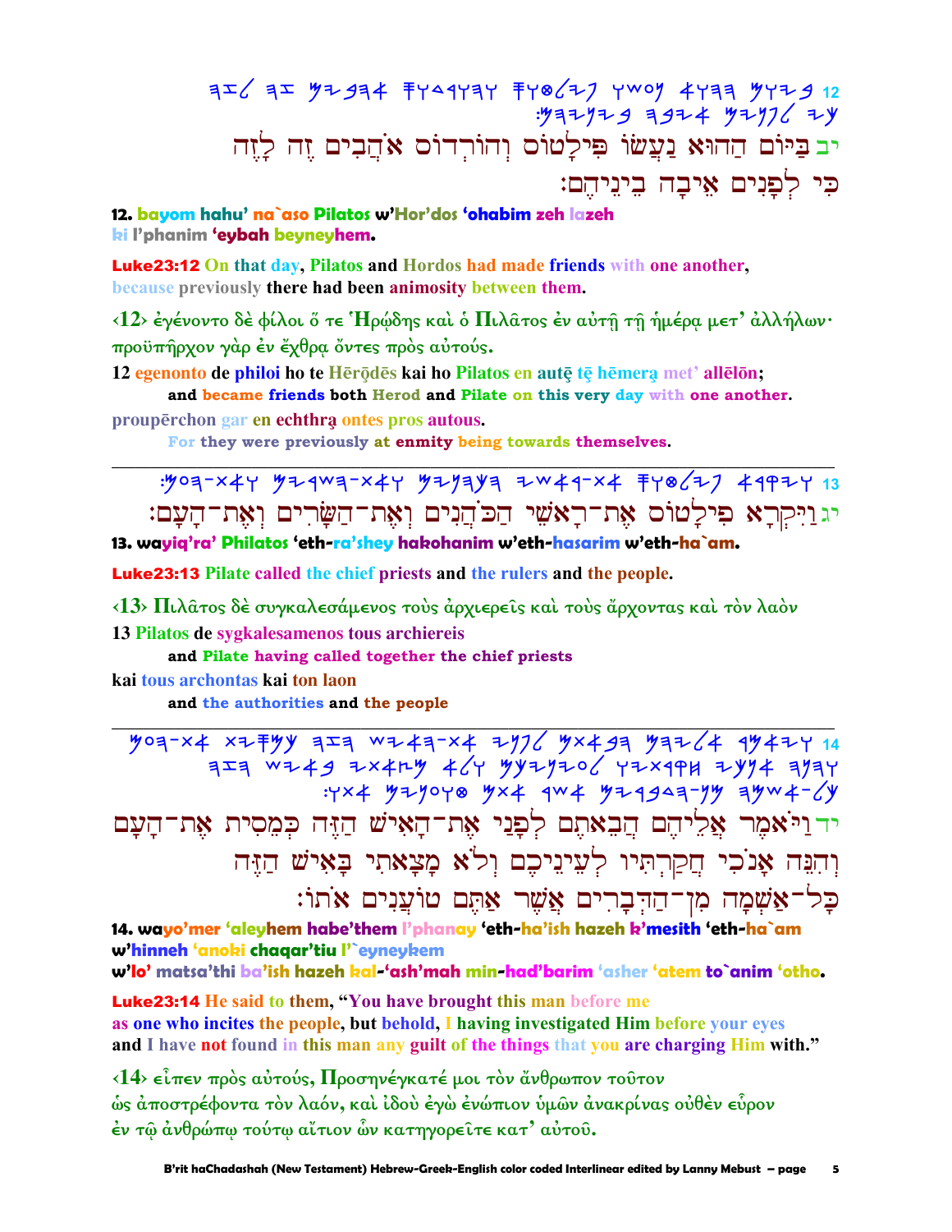יב בַּיּוֹם הַהוּא נַעֲשׂוּ פִּילָטוֹס וְהוֹרְדוֹס אֹהֲבִים זֶה לָזֶה כִּי לְפָנִים אֵיבָה בֵינֵיהֶם׃

**12. bayom hahu' na`aso Pilatos w'Hor'dos 'ohabim zeh lazeh ki l'phanim 'eybah beyneyhem.**

**Luke23:12** On that day, Pilatos and Hordos had made friends with one another, because previously there had been animosity between them.

‹12› ἐγένοντο δὲ φίλοι ὅ τε Ἡρῴδης καὶ ὁ Πιλᾶτος ἐν αὐτῇ τῇ ἡμέρᾳ μετ' ἀλλήλων· προϋπῆρχον γὰρ ἐν ἔχθρᾳ ὄντες πρὸς αὐτούς.

12 egenonto de philoi ho te Hērōdēs kai ho Pilatos en autē tē hēmera met' allēlōn;
**and became friends both Herod and Pilate on this very day with one another.**

prouperchon gar en echthra ontes pros autous.
**For they were previously at enmity being towards themselves.**

---

יג וַיִּקְרָא פִּילָטוֹס אֶת־רָאשֵׁי הַכֹּהֲנִים וְאֶת־הַשָּׂרִים וְאֶת־הָעָם׃

**13. wayiq'ra' Philatos 'eth-ra'shey hakohanim w'eth-hasarim w'eth-ha`am.**

**Luke23:13** Pilate called the chief priests and the rulers and the people.

‹13› Πιλᾶτος δὲ συγκαλεσάμενος τοὺς ἀρχιερεῖς καὶ τοὺς ἄρχοντας καὶ τὸν λαὸν

13 Pilatos de sygkalesamenos tous archiereis
**and Pilate having called together the chief priests**

kai tous archontas kai ton laon
**and the authorities and the people**

---

יד וַיֹּאמֶר אֲלֵיהֶם הֲבֵאתֶם לְפָנַי אֶת־הָאִישׁ הַזֶּה כִּמְסִית אֶת־הָעָם וְהִנֵּה אָנֹכִי חֲקַרְתִּיו לְעֵינֵיכֶם וְלֹא מָצָאתִי בָּאִישׁ הַזֶּה כָּל־אַשְׁמָה מִן־הַדְּבָרִים אֲשֶׁר אַתֶּם טוֹעֲנִים אֹתוֹ׃

**14. wayo'mer 'aleyhem habe'them l'phanay 'eth-ha'ish hazeh k'mesith 'eth-ha`am w'hinneh 'anoki chaqar'tiu l'`eyneykem w'lo' matsa'thi ba'ish hazeh kal-'ash'mah min-had'barim 'asher 'atem to`anim 'otho.**

**Luke23:14** He said to them, "You have brought this man before me as one who incites the people, but behold, I having investigated Him before your eyes and I have not found in this man any guilt of the things that you are charging Him with."

‹14› εἶπεν πρὸς αὐτούς, Προσηνέγκατέ μοι τὸν ἄνθρωπον τοῦτον ὡς ἀποστρέφοντα τὸν λαόν, καὶ ἰδοὺ ἐγὼ ἐνώπιον ὑμῶν ἀνακρίνας οὐθὲν εὗρον ἐν τῷ ἀνθρώπῳ τούτῳ αἴτιον ὧν κατηγορεῖτε κατ' αὐτοῦ.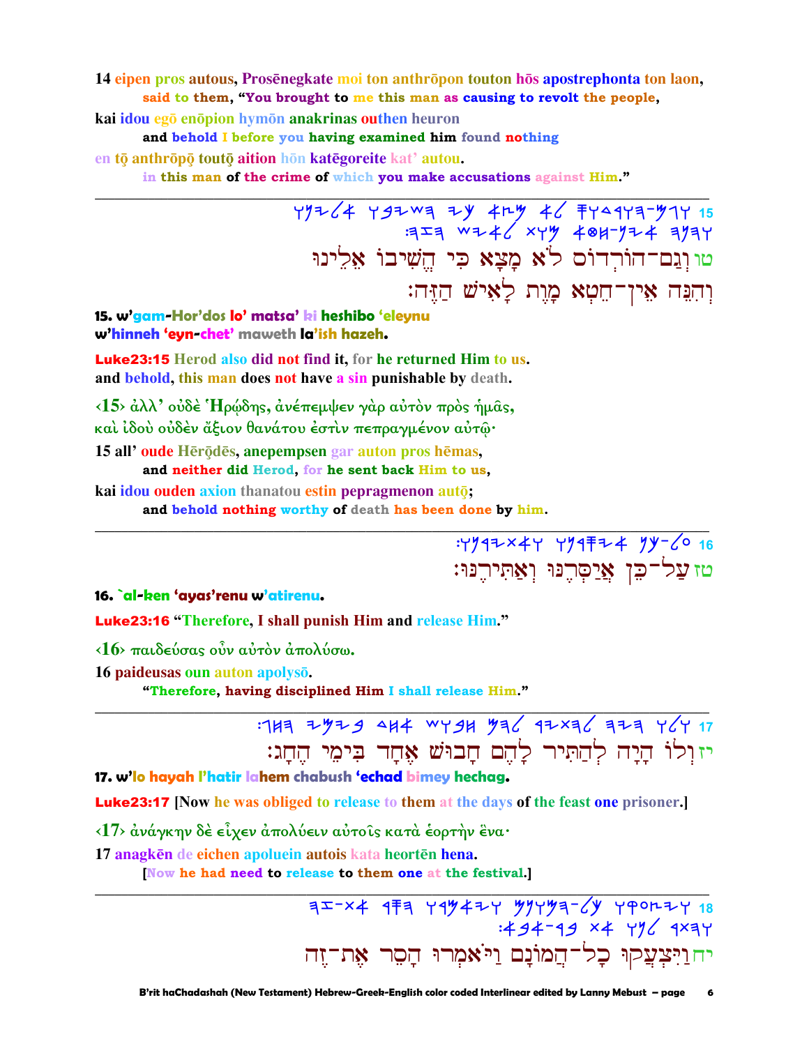14 eipen pros autous, Prosēnegkate moi ton anthrōpon touton hōs apostrephonta ton laon,
**said to them, "You brought to me this man as causing to revolt the people,**

kai idou egō enōpion hymōn anakrinas outhen heuron
**and behold I before you having examined him found nothing**

en tō anthrōpō toutō aition hōn katēgoreite kat' autou.
**in this man of the crime of which you make accusations against Him."**

---

15 ואגם-הורדוס לא מצא כי השיבו אלינו והנה אין-חטא מות לאיש הזה׃

טו וְגַם־הוֹרְדוֹס לֹא מָצָא כִּי הֱשִׁיבוֹ אֵלֵינוּ
וְהִנֵּה אֵין־חֵטְא מָוֶת לָאִישׁ הַזֶּה׃

**15. w'gam-Hor'dos lo' matsa' ki heshibo 'eleynu**
**w'hinneh 'eyn-chet' maweth la'ish hazeh.**

**Luke23:15 Herod also did not find it, for he returned Him to us.**
**and behold, this man does not have a sin punishable by death.**

‹15› ἀλλ' οὐδὲ Ἡρῴδης, ἀνέπεμψεν γὰρ αὐτὸν πρὸς ἡμᾶς,
καὶ ἰδοὺ οὐδὲν ἄξιον θανάτου ἐστὶν πεπραγμένον αὐτῷ·

15 all' oude Hērōdēs, anepempsen gar auton pros hēmas,
**and neither did Herod, for he sent back Him to us,**

kai idou ouden axion thanatou estin pepragmenon autō;
**and behold nothing worthy of death has been done by him.**

---

16 על-כן איסרנו ואתירנו׃

טז עַל־כֵּן אֲיַסְּרֶנּוּ וְאַתִּירֶנּוּ׃

**16. `al-ken 'ayas'renu w'atirenu.**

**Luke23:16 "Therefore, I shall punish Him and release Him."**

‹16› παιδεύσας οὖν αὐτὸν ἀπολύσω.

16 paideusas oun auton apolysō.
**"Therefore, having disciplined Him I shall release Him."**

---

17 ולו היה להתיר להם חבוש אחד בימי החג׃

יז וְלוֹ הָיָה לְהַתִּיר לָהֶם חָבוּשׁ אֶחָד בִּימֵי הֶחָג׃

**17. w'lo hayah l'hatir lahem chabush 'echad bimey hechag.**

**Luke23:17 [Now he was obliged to release to them at the days of the feast one prisoner.]**

‹17› ἀνάγκην δὲ εἶχεν ἀπολύειν αὐτοῖς κατὰ ἑορτὴν ἕνα·

17 anagkēn de eichen apoluein autois kata heortēn hena.
**[Now he had need to release to them one at the festival.]**

---

18 ויצעקו כל-המונם ויאמרו הסר את-זה ותתר לנו את-בר-אבא׃

יח וַיִּצְעֲקוּ כָל־הֲמוֹנָם וַיֹּאמְרוּ הָסֵר אֶת־זֶה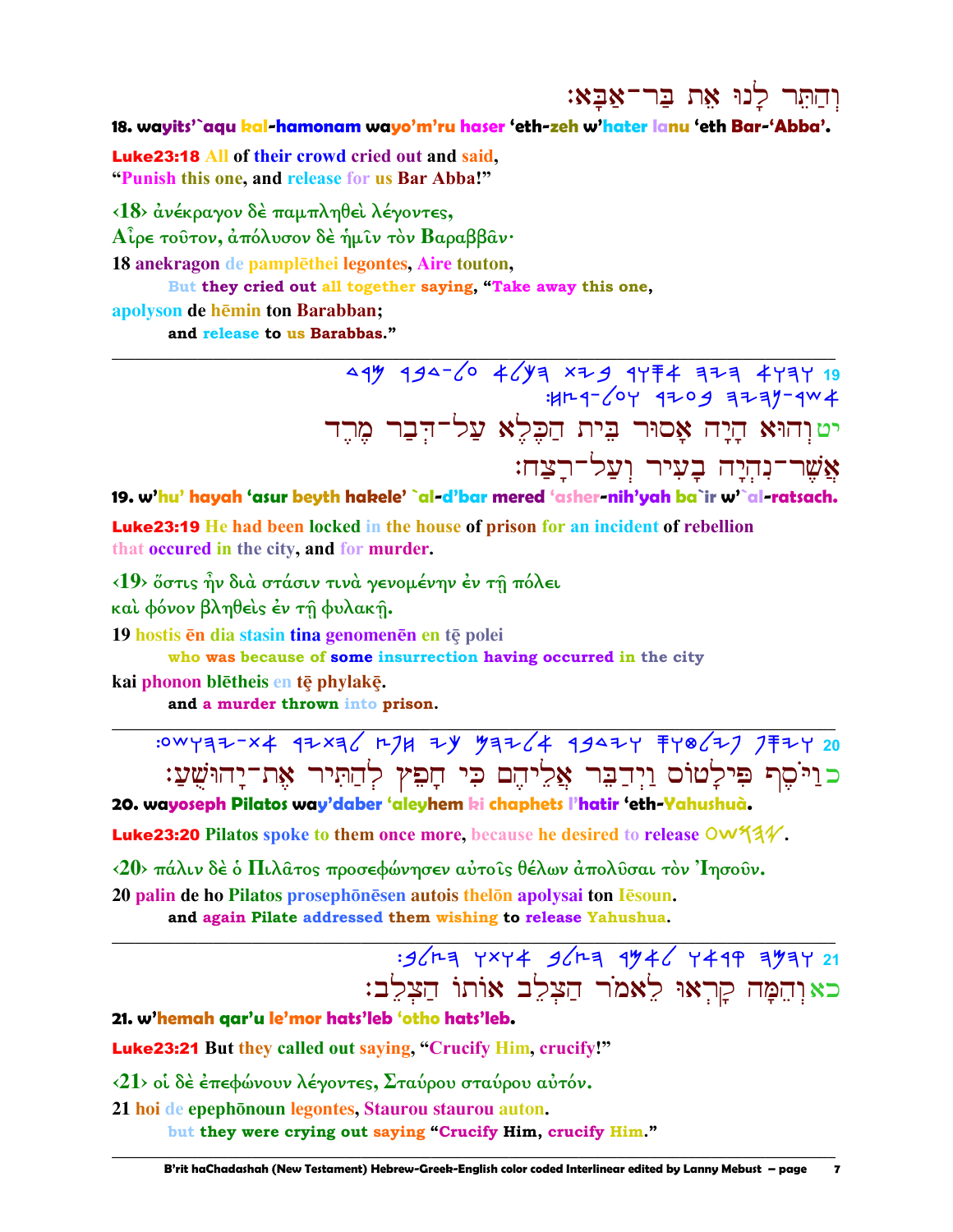וְהַתֵּר לָנוּ אֵת בַּר־אַבָּא׃

**18. wayits'`aqu kal-hamonam wayo'm'ru haser 'eth-zeh w'hater lanu 'eth Bar-'Abba'.**

**Luke23:18** All of their crowd cried out and said, "Punish this one, and release for us Bar Abba!"

‹18› ἀνέκραγον δὲ παμπληθεὶ λέγοντες, Αἶρε τοῦτον, ἀπόλυσον δὲ ἡμῖν τὸν Βαραββᾶν·

18 anekragon de pamplēthei legontes, Aire touton,
But they cried out all together saying, "Take away this one,
apolyson de hēmin ton Barabban;
and release to us Barabbas."

---

19 𐤅𐤄𐤅𐤀 𐤄𐤉𐤄 𐤀𐤎𐤅𐤓 𐤁𐤉𐤕 𐤄𐤊𐤋𐤀 𐤏𐤋-𐤃𐤁𐤓 𐤌𐤓𐤃 𐤀𐤔𐤓-𐤍𐤄𐤉𐤄 𐤁𐤏𐤉𐤓 𐤅𐤏𐤋-𐤓𐤑𐤇׃

יט וְהוּא הָיָה אָסוּר בֵּית הַכֶּלֶא עַל־דְּבַר מֶרֶד אֲשֶׁר־נִהְיָה בָעִיר וְעַל־רָצַח׃

**19. w'hu' hayah 'asur beyth hakele' `al-d'bar mered 'asher-nih'yah ba`ir w'`al-ratsach.**

**Luke23:19** He had been locked in the house of prison for an incident of rebellion that occured in the city, and for murder.

‹19› ὅστις ἦν διὰ στάσιν τινὰ γενομένην ἐν τῇ πόλει καὶ φόνον βληθεὶς ἐν τῇ φυλακῇ.

19 hostis ēn dia stasin tina genomenēn en tē polei
who was because of some insurrection having occurred in the city
kai phonon blētheis en tē phylakē.
and a murder thrown into prison.

---

20 𐤅𐤉𐤎𐤐 𐤐𐤉𐤋𐤈𐤅𐤎 𐤅𐤉𐤃𐤁𐤓 𐤀𐤋𐤉𐤄𐤌 𐤊𐤉 𐤇𐤐𐤑 𐤋𐤄𐤕𐤉𐤓 𐤀𐤕-𐤉𐤄𐤅𐤔𐤏׃

כ וַיֹּסֶף פִּילָטוֹס וַיְדַבֵּר אֲלֵיהֶם כִּי חָפֵץ לְהַתִּיר אֶת־יָהוּשֻׁעַ׃

**20. wayoseph Pilatos way'daber 'aleyhem ki chaphets l'hatir 'eth-Yahushuà.**

**Luke23:20** Pilatos spoke to them once more, because he desired to release 𐤉𐤄𐤅𐤔𐤏.

‹20› πάλιν δὲ ὁ Πιλᾶτος προσεφώνησεν αὐτοῖς θέλων ἀπολῦσαι τὸν Ἰησοῦν.

20 palin de ho Pilatos prosephōnēsen autois thelōn apolysai ton Iēsoun.
and again Pilate addressed them wishing to release Yahushua.

---

21 𐤅𐤄𐤌𐤄 𐤒𐤓𐤀𐤅 𐤋𐤀𐤌𐤓 𐤄𐤑𐤋𐤁 𐤀𐤅𐤕𐤅 𐤄𐤑𐤋𐤁׃

כא וְהֵמָּה קָרְאוּ לֵאמֹר הַצְלֵב אוֹתוֹ הַצְלֵב׃

**21. w'hemah qar'u le'mor hats'leb 'otho hats'leb.**

**Luke23:21** But they called out saying, "Crucify Him, crucify!"

‹21› οἱ δὲ ἐπεφώνουν λέγοντες, Σταύρου σταύρου αὐτόν.

21 hoi de epephōnoun legontes, Staurou staurou auton.
but they were crying out saying "Crucify Him, crucify Him."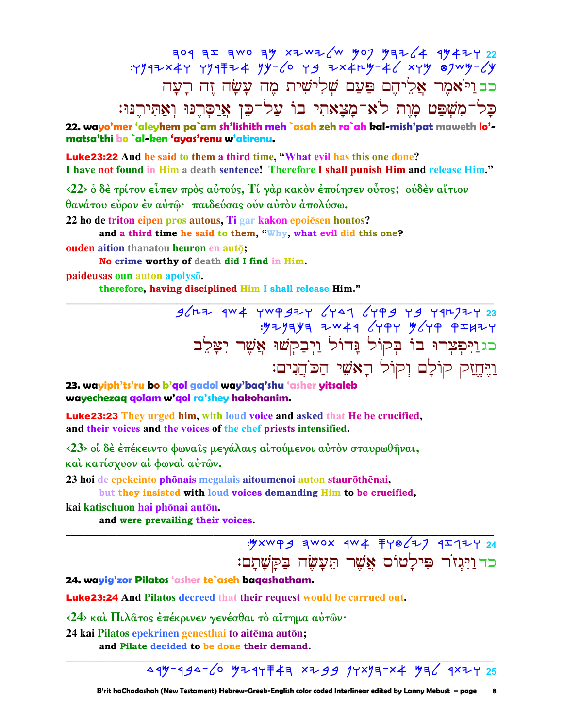22 𐤅𐤉𐤀𐤌𐤓 𐤀𐤋𐤉𐤄𐤌 𐤐𐤏𐤌 𐤔𐤋𐤉𐤔𐤉𐤕 𐤌𐤄 𐤏𐤔𐤄 𐤆𐤄 𐤓𐤏𐤄
𐤊𐤋-𐤌𐤔𐤐𐤈 𐤌𐤅𐤕 𐤋𐤀-𐤌𐤑𐤀𐤕𐤉 𐤁𐤅 𐤏𐤋-𐤊𐤍 𐤀𐤉𐤎𐤓𐤍𐤅 𐤅𐤀𐤕𐤉𐤓𐤍𐤅:

כב וַיֹּאמֶר אֲלֵיהֶם פַּעַם שְׁלִישִׁית מֶה עָשָׂה זֶה רָעָה
כָּל־מִשְׁפַּט מָוֶת לֹא־מָצָאתִי בוֹ עַל־כֵּן אֲיַסְּרֶנּוּ וְאַתִּירֶנּוּ׃

**22. wayo'mer 'aleyhem pa`am sh'lishith meh `asah zeh ra`ah kal-mish'pat maweth lo'-matsa'thi bo `al-ken 'ayas'renu w'atirenu.**

**Luke23:22** And he said to them a third time, "What evil has this one done? I have not found in Him a death sentence! Therefore I shall punish Him and release Him."

‹22› ὁ δὲ τρίτον εἶπεν πρὸς αὐτούς, Τί γὰρ κακὸν ἐποίησεν οὗτος; οὐδὲν αἴτιον θανάτου εὗρον ἐν αὐτῷ· παιδεύσας οὖν αὐτὸν ἀπολύσω.

22 ho de triton eipen pros autous, Ti gar kakon epoiēsen houtos?
**and a third time he said to them, "Why, what evil did this one?**

ouden aition thanatou heuron en autō;
**No crime worthy of death did I find in Him.**

paideusas oun auton apolysō.
**therefore, having disciplined Him I shall release Him."**

---

23 𐤅𐤉𐤐𐤑𐤓𐤅 𐤁𐤅 𐤁𐤒𐤅𐤋 𐤂𐤃𐤅𐤋 𐤅𐤉𐤁𐤒𐤔𐤅 𐤀𐤔𐤓 𐤉𐤑𐤋𐤁
𐤅𐤉𐤇𐤆𐤒 𐤒𐤅𐤋𐤌 𐤅𐤒𐤅𐤋 𐤓𐤀𐤔𐤉 𐤄𐤊𐤄𐤍𐤉𐤌:

כג וַיִּפְצְרוּ בוֹ בְּקוֹל גָּדוֹל וַיְבַקְשׁוּ אֲשֶׁר יִצָּלֵב
וַיֶּחֱזַק קוֹלָם וְקוֹל רָאשֵׁי הַכֹּהֲנִים׃

**23. wayiph'ts'ru bo b'qol gadol way'baq'shu 'asher yitsaleb wayechezaq qolam w'qol ra'shey hakohanim.**

**Luke23:23** They urged him, with loud voice and asked that He be crucified, and their voices and the voices of the chef priests intensified.

‹23› οἱ δὲ ἐπέκειντο φωναῖς μεγάλαις αἰτούμενοι αὐτὸν σταυρωθῆναι, καὶ κατίσχυον αἱ φωναὶ αὐτῶν.

23 hoi de epekeinto phōnais megalais aitoumenoi auton staurōthēnai,
**but they insisted with loud voices demanding Him to be crucified,**

kai katischuon hai phōnai autōn.
**and were prevailing their voices.**

---

24 𐤅𐤉𐤂𐤆𐤓 𐤐𐤉𐤋𐤈𐤅𐤎 𐤀𐤔𐤓 𐤕𐤏𐤔𐤄 𐤁𐤒𐤔𐤕𐤌:

כד וַיִּגְזֹר פִּילָטוֹס אֲשֶׁר תֵּעָשֶׂה בַקָּשָׁתָם׃

**24. wayig'zor Pilatos 'asher te`aseh baqashatham.**

**Luke23:24** And Pilatos decreed that their request would be carrued out.

‹24› καὶ Πιλᾶτος ἐπέκρινεν γενέσθαι τὸ αἴτημα αὐτῶν·

24 kai Pilatos epekrinen genesthai to aitēma autōn;
**and Pilate decided to be done their demand.**

---

25 𐤅𐤉𐤕𐤓 𐤋𐤄𐤌 𐤀𐤕-𐤄𐤌𐤕𐤍 𐤁𐤁𐤉𐤕 𐤄𐤀𐤎𐤅𐤓𐤉𐤌 𐤏𐤋-𐤃𐤁𐤓-𐤌𐤓𐤃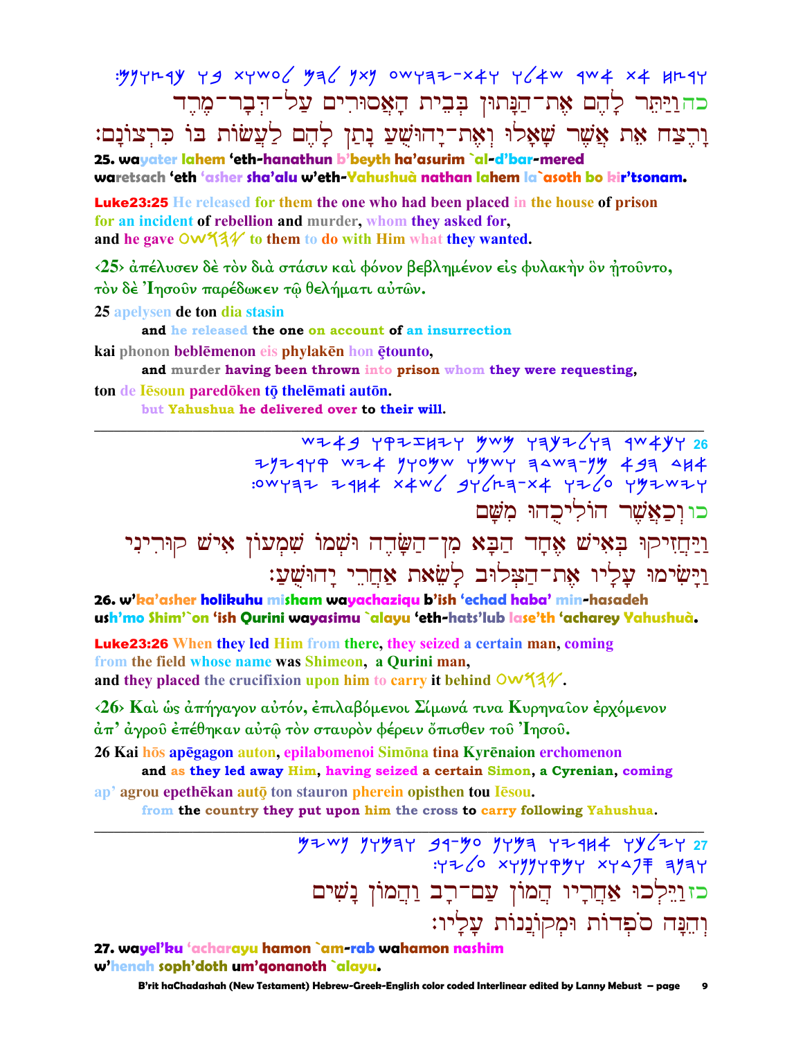כה וַיִּפְטֹר לָהֶם אֶת־הַנָּתוּן בְּבֵית הָאֲסוּרִים עַל־דְּבַר־מֶרֶד
וָרֶצַח אֵת אֲשֶׁר שָׁאָלוּ וְאֶת־יָהוּשֻׁעַ נָתַן לָהֶם לַעֲשׂוֹת בּוֹ כִּרְצוֹנָם׃

**25. wayater lahem 'eth-hanathun b'beyth ha'asurim `al-d'bar-mered waretsach 'eth 'asher sha'alu w'eth-Yahushuà nathan lahem la`asoth bo kir'tsonam.**

**Luke23:25** He released for them the one who had been placed in the house of prison for an incident of rebellion and murder, whom they asked for, and he gave OW𐤔𐤄𐤉 to them to do with Him what they wanted.

‹25› ἀπέλυσεν δὲ τὸν διὰ στάσιν καὶ φόνον βεβλημένον εἰς φυλακὴν ὃν ᾐτοῦντο, τὸν δὲ Ἰησοῦν παρέδωκεν τῷ θελήματι αὐτῶν.

25 apelysen de ton dia stasin
  and he released the one on account of an insurrection
kai phonon beblēmenon eis phylakēn hon ētounto,
  and murder having been thrown into prison whom they were requesting,
ton de Iēsoun paredōken tō thelēmati autōn.
  but Yahushua he delivered over to their will.

---

כו וְכַאֲשֶׁר הוֹלִיכֻהוּ מִשָּׁם
וַיַּחֲזִיקוּ בְּאִישׁ אֶחָד הַבָּא מִן־הַשָּׂדֶה וּשְׁמוֹ שִׁמְעוֹן אִישׁ קוּרִינִי
וַיָּשִׂימוּ עָלָיו אֶת־הַצְּלוּב לָשֵׂאת אַחֲרֵי יָהוּשֻׁעַ׃

**26. w'ka'asher holikuhu misham wayachaziqu b'ish 'echad haba' min-hasadeh ush'mo Shim'`on 'ish Qurini wayasimu `alayu 'eth-hats'lub lase'th 'acharey Yahushuà.**

**Luke23:26** When they led Him from there, they seized a certain man, coming from the field whose name was Shimeon, a Qurini man, and they placed the crucifixion upon him to carry it behind OW𐤔𐤄𐤉.

‹26› Καὶ ὡς ἀπήγαγον αὐτόν, ἐπιλαβόμενοι Σίμωνά τινα Κυρηναῖον ἐρχόμενον ἀπ' ἀγροῦ ἐπέθηκαν αὐτῷ τὸν σταυρὸν φέρειν ὄπισθεν τοῦ Ἰησοῦ.

26 Kai hōs apēgagon auton, epilabomenoi Simōna tina Kyrēnaion erchomenon
  and as they led away Him, having seized a certain Simon, a Cyrenian, coming
ap' agrou epethēkan autō ton stauron pherein opisthen tou Iēsou.
  from the country they put upon him the cross to carry following Yahushua.

---

כז וַיֵּלְכוּ אַחֲרָיו הֲמוֹן עַם־רָב וַהֲמוֹן נָשִׁים
וְהֵנָּה סֹפְדוֹת וּמְקוֹנְנוֹת עָלָיו׃

**27. wayel'ku 'acharayu hamon `am-rab wahamon nashim w'henah soph'doth um'qonanoth `alayu.**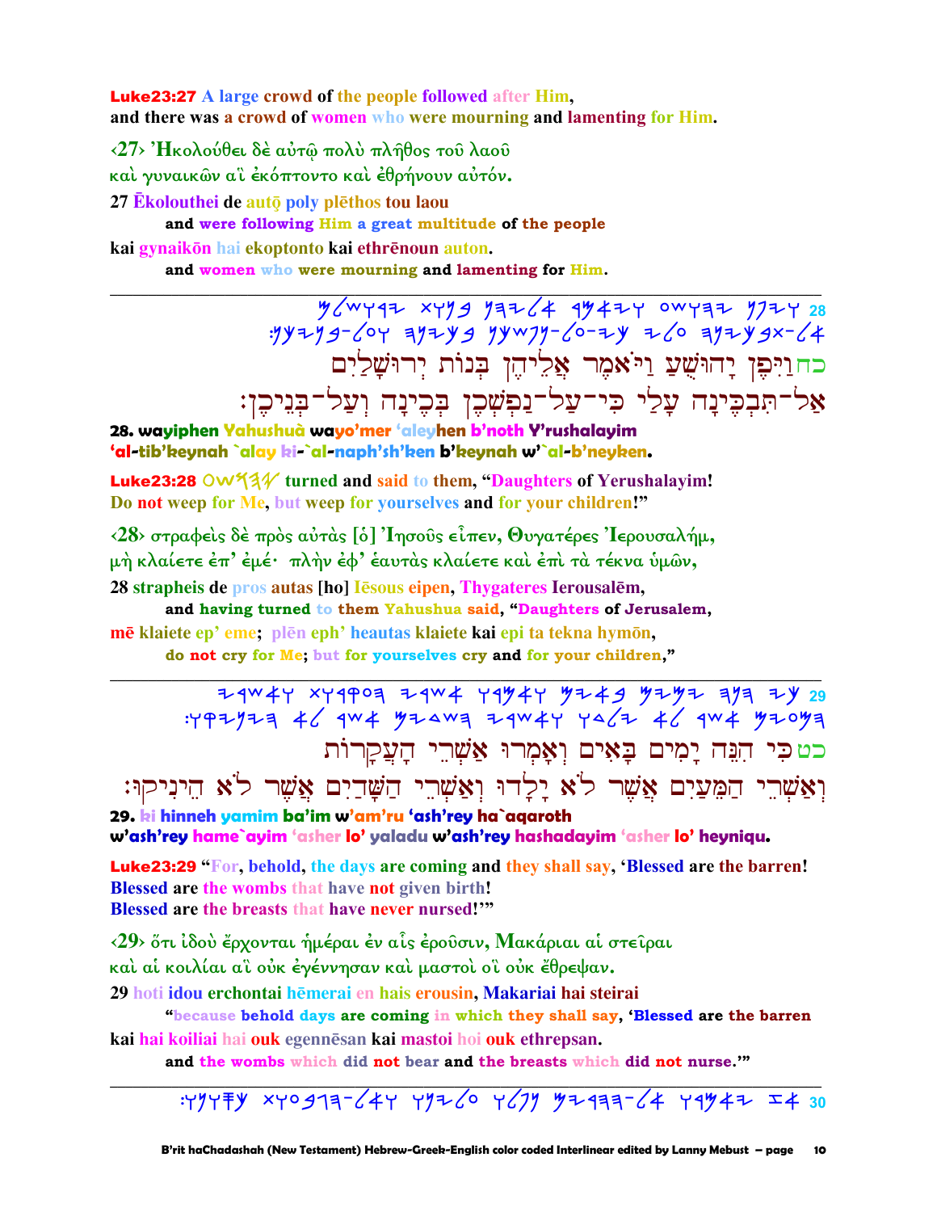**Luke23:27** A large crowd of the people followed after Him, and there was a crowd of women who were mourning and lamenting for Him.

‹27› Ἠκολούθει δὲ αὐτῷ πολὺ πλῆθος τοῦ λαοῦ καὶ γυναικῶν αἳ ἐκόπτοντο καὶ ἐθρήνουν αὐτόν.

27 Ēkolouthei de autō poly plēthos tou laou
 and were following Him a great multitude of the people
kai gynaikōn hai ekoptonto kai ethrēnoun auton.
 and women who were mourning and lamenting for Him.

---

28 כחוַיִּפֶן יָהוּשֻׁעַ וַיֹּאמֶר אֲלֵיהֶן בְּנוֹת יְרוּשָׁלַיִם
אַל-תִּבְכֶּינָה עָלַי כִּי-עַל-נַפְשְׁכֶן בְּכֶינָה וְעַל-בְּנֵיכֶן:

**28. wayiphen Yahushuà wayo'mer 'aleyhen b'noth Y'rushalayim 'al-tib'keynah `alay ki-`al-naph'sh'ken b'keynah w'`al-b'neyken.**

**Luke23:28** Yahushua turned and said to them, "Daughters of Yerushalayim! Do not weep for Me, but weep for yourselves and for your children!"

‹28› στραφεὶς δὲ πρὸς αὐτὰς [ὁ] Ἰησοῦς εἶπεν, Θυγατέρες Ἰερουσαλήμ, μὴ κλαίετε ἐπ' ἐμέ· πλὴν ἐφ' ἑαυτὰς κλαίετε καὶ ἐπὶ τὰ τέκνα ὑμῶν,

28 strapheis de pros autas [ho] Iēsous eipen, Thygateres Ierousalēm,
 and having turned to them Yahushua said, "Daughters of Jerusalem,
mē klaiete ep' eme; plēn eph' heautas klaiete kai epi ta tekna hymōn,
 do not cry for Me; but for yourselves cry and for your children,"

---

29 כטכִּי הִנֵּה יָמִים בָּאִים וְאָמְרוּ אַשְׁרֵי הָעֲקָרוֹת
וְאַשְׁרֵי הַמֵּעַיִם אֲשֶׁר לֹא יָלָדוּ וְאַשְׁרֵי הַשָּׁדַיִם אֲשֶׁר לֹא הֵינִיקוּ:

**29. ki hinneh yamim ba'im w'am'ru 'ash'rey ha`aqaroth w'ash'rey hame`ayim 'asher lo' yaladu w'ash'rey hashadayim 'asher lo' heyniqu.**

**Luke23:29** "For, behold, the days are coming and they shall say, 'Blessed are the barren! Blessed are the wombs that have not given birth! Blessed are the breasts that have never nursed!'"

‹29› ὅτι ἰδοὺ ἔρχονται ἡμέραι ἐν αἷς ἐροῦσιν, Μακάριαι αἱ στεῖραι καὶ αἱ κοιλίαι αἳ οὐκ ἐγέννησαν καὶ μαστοὶ οἳ οὐκ ἔθρεψαν.

29 hoti idou erchontai hēmerai en hais erousin, Makariai hai steirai
 "because behold days are coming in which they shall say, 'Blessed are the barren
kai hai koiliai hai ouk egennēsan kai mastoi hoi ouk ethrepsan.
 and the wombs which did not bear and the breasts which did not nurse.'"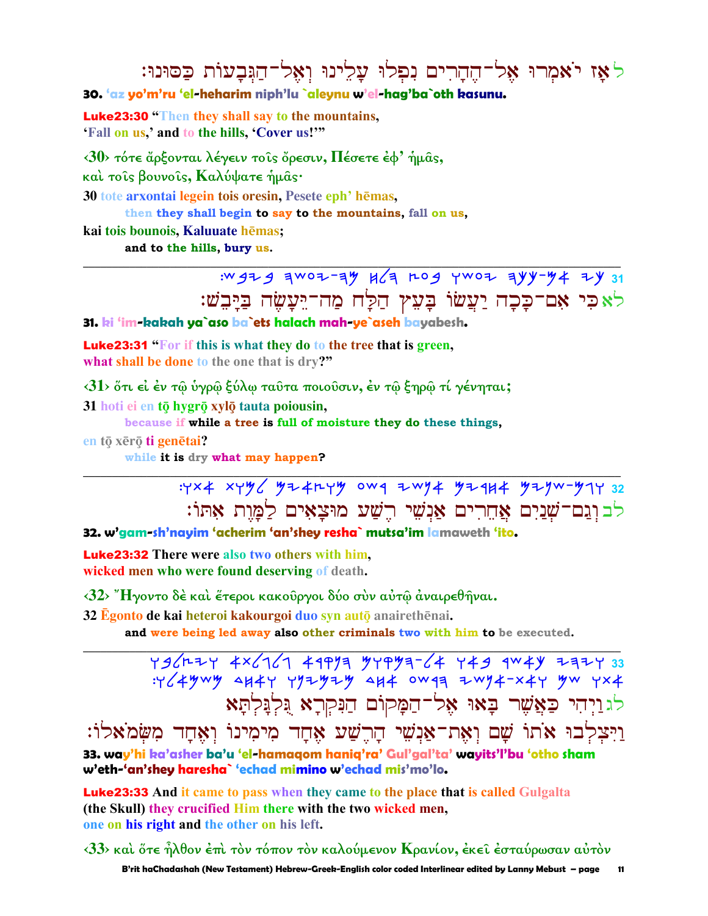ל אָז יֹאמְרוּ אֶל־הֶהָרִים נִפְלוּ עָלֵינוּ וְאֶל־הַגְּבָעוֹת כַּסּוּנוּ׃

**30. 'az yo'm'ru 'el-heharim niph'lu `aleynu w'el-hag'ba`oth kasunu.**

**Luke23:30** "Then they shall say to the mountains,
'Fall on us,' and to the hills, 'Cover us!'"

‹30› τότε ἄρξονται λέγειν τοῖς ὄρεσιν, Πέσετε ἐφ' ἡμᾶς,
καὶ τοῖς βουνοῖς, Καλύψατε ἡμᾶς·

**30 tote arxontai legein tois oresin, Pesete eph' hēmas,**
then they shall begin to say to the mountains, fall on us,
**kai tois bounois, Kaluuate hēmas;**
and to the hills, bury us.

---

31 ׃𐤔𐤁𐤉𐤁 𐤄𐤔𐤏𐤉-𐤄𐤌 𐤇𐤋𐤄 𐤑𐤏𐤁 𐤅𐤔𐤏𐤉 𐤄𐤊𐤊-𐤌𐤀 𐤉𐤊

לא כִּי אִם־כָּכָה יַעֲשׂוּ בָּעֵץ הַלָּח מַה־יֵּעָשֶׂה בַּיָּבֵשׁ׃

**31. ki 'im-kakah ya`aso ba`ets halach mah-ye`aseh bayabesh.**

**Luke23:31** "For if this is what they do to the tree that is green,
what shall be done to the one that is dry?"

‹31› ὅτι εἰ ἐν τῷ ὑγρῷ ξύλῳ ταῦτα ποιοῦσιν, ἐν τῷ ξηρῷ τί γένηται;

**31 hoti ei en tō hygrō xylō tauta poiousin,**
because if while a tree is full of moisture they do these things,
**en tō xērō ti genētai?**
while it is dry what may happen?

---

32 ׃𐤅𐤕𐤀 𐤕𐤅𐤌𐤋 𐤌𐤉𐤀𐤑𐤅𐤌 𐤏𐤔𐤓 𐤉𐤔𐤍𐤀 𐤌𐤉𐤓𐤇𐤀 𐤌𐤉𐤍𐤔-𐤌𐤂𐤅

לב וְגַם־שְׁנַיִם אֲחֵרִים אַנְשֵׁי רֶשַׁע מוּצָאִים לַמָּוֶת אִתּוֹ׃

**32. w'gam-sh'nayim 'acherim 'an'shey resha` mutsa'im lamaweth 'ito.**

**Luke23:32** There were also two others with him,
wicked men who were found deserving of death.

‹32› Ἤγοντο δὲ καὶ ἕτεροι κακοῦργοι δύο σὺν αὐτῷ ἀναιρεθῆναι.

**32 Ēgonto de kai heteroi kakourgoi duo syn autō anairethēnai.**
and were being led away also other criminals two with him to be executed.

---

33 𐤅𐤁𐤋𐤑𐤉𐤅 𐤀𐤕𐤋𐤂𐤋𐤂 𐤀𐤓𐤒𐤍𐤄 𐤌𐤅𐤒𐤌𐤄-𐤋𐤀 𐤅𐤀𐤁 𐤓𐤔𐤀𐤊 𐤉𐤄𐤉𐤅
׃𐤅𐤋𐤀𐤌𐤔𐤌 𐤃𐤇𐤀𐤅 𐤅𐤍𐤉𐤌𐤉𐤌 𐤃𐤇𐤀 𐤏𐤔𐤓𐤄 𐤉𐤔𐤍𐤀-𐤕𐤀𐤅 𐤌𐤔 𐤅𐤕𐤀

לג וַיְהִי כַּאֲשֶׁר בָּאוּ אֶל־הַמָּקוֹם הַנִּקְרָא גֻּלְגָּלְתָּא
וַיִּצְלְבוּ אֹתוֹ שָׁם וְאֶת־אַנְשֵׁי הָרֶשַׁע אֶחָד מִימִינוֹ וְאֶחָד מִשְּׂמֹאלוֹ׃

**33. way'hi ka'asher ba'u 'el-hamaqom haniq'ra' Gul'gal'ta' wayits'l'bu 'otho sham w'eth-'an'shey haresha` 'echad mimino w'echad mis'mo'lo.**

**Luke23:33** And it came to pass when they came to the place that is called Gulgalta (the Skull) they crucified Him there with the two wicked men,
one on his right and the other on his left.

‹33› καὶ ὅτε ἦλθον ἐπὶ τὸν τόπον τὸν καλούμενον Κρανίον, ἐκεῖ ἐσταύρωσαν αὐτὸν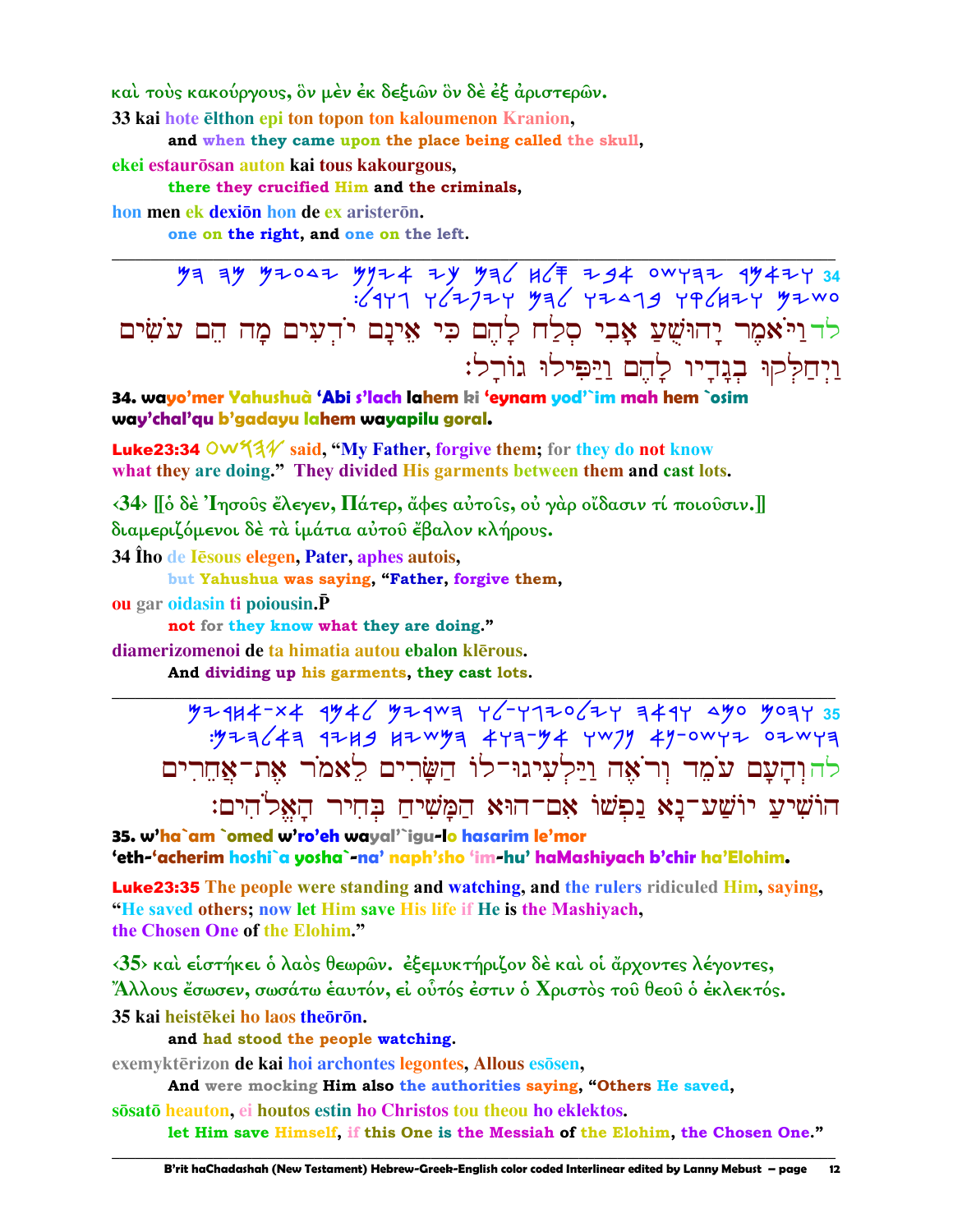καὶ τοὺς κακούργους, ὃν μὲν ἐκ δεξιῶν ὃν δὲ ἐξ ἀριστερῶν.

33 kai hote ēlthon epi ton topon ton kaloumenon Kranion,

**and when they came upon the place being called the skull,**

ekei estaurōsan auton kai tous kakourgous,

**there they crucified Him and the criminals,**

hon men ek dexiōn hon de ex aristerōn.

**one on the right, and one on the left.**

---

לד וַיֹּאמֶר יָהוּשֻׁעַ אָבִי סְלַח לָהֶם כִּי אֵינָם יֹדְעִים מָה הֵם עֹשִׂים וַיְחַלְּקוּ בְגָדָיו לָהֶם וַיַּפִּילוּ גוֹרָל׃

**34. wayo'mer Yahushuà 'Abi s'lach lahem ki 'eynam yod'`im mah hem `osim way'chal'qu b'gadayu lahem wayapilu goral.**

**Luke23:34** OWYAY said, "My Father, forgive them; for they do not know what they are doing." They divided His garments between them and cast lots.

‹34› [[ὁ δὲ Ἰησοῦς ἔλεγεν, Πάτερ, ἄφες αὐτοῖς, οὐ γὰρ οἴδασιν τί ποιοῦσιν.]] διαμεριζόμενοι δὲ τὰ ἱμάτια αὐτοῦ ἔβαλον κλήρους.

34 Îho de Iēsous elegen, Pater, aphes autois,

**but Yahushua was saying, "Father, forgive them,**

ou gar oidasin ti poiousin.P̄

**not for they know what they are doing."**

diamerizomenoi de ta himatia autou ebalon klērous.

**And dividing up his garments, they cast lots.**

---

לה וְהָעָם עֹמֵד וְרֹאֶה וַיַּלְעִיגוּ־לוֹ הַשָּׂרִים לֵאמֹר אֶת־אֲחֵרִים הוֹשִׁיעַ יוֹשַׁע־נָא נַפְשׁוֹ אִם־הוּא הַמָּשִׁיחַ בְּחִיר הָאֱלֹהִים׃

**35. w'ha`am `omed w'ro'eh wayal'`igu-lo hasarim le'mor 'eth-'acherim hoshi`a yosha`-na' naph'sho 'im-hu' haMashiyach b'chir ha'Elohim.**

**Luke23:35** The people were standing and watching, and the rulers ridiculed Him, saying, "He saved others; now let Him save His life if He is the Mashiyach, the Chosen One of the Elohim."

‹35› καὶ εἱστήκει ὁ λαὸς θεωρῶν. ἐξεμυκτήριζον δὲ καὶ οἱ ἄρχοντες λέγοντες, Ἄλλους ἔσωσεν, σωσάτω ἑαυτόν, εἰ οὗτός ἐστιν ὁ Χριστὸς τοῦ θεοῦ ὁ ἐκλεκτός.

35 kai heistēkei ho laos theōrōn.

**and had stood the people watching.**

exemyktērizon de kai hoi archontes legontes, Allous esōsen,

**And were mocking Him also the authorities saying, "Others He saved,**

sōsatō heauton, ei houtos estin ho Christos tou theou ho eklektos.

**let Him save Himself, if this One is the Messiah of the Elohim, the Chosen One."**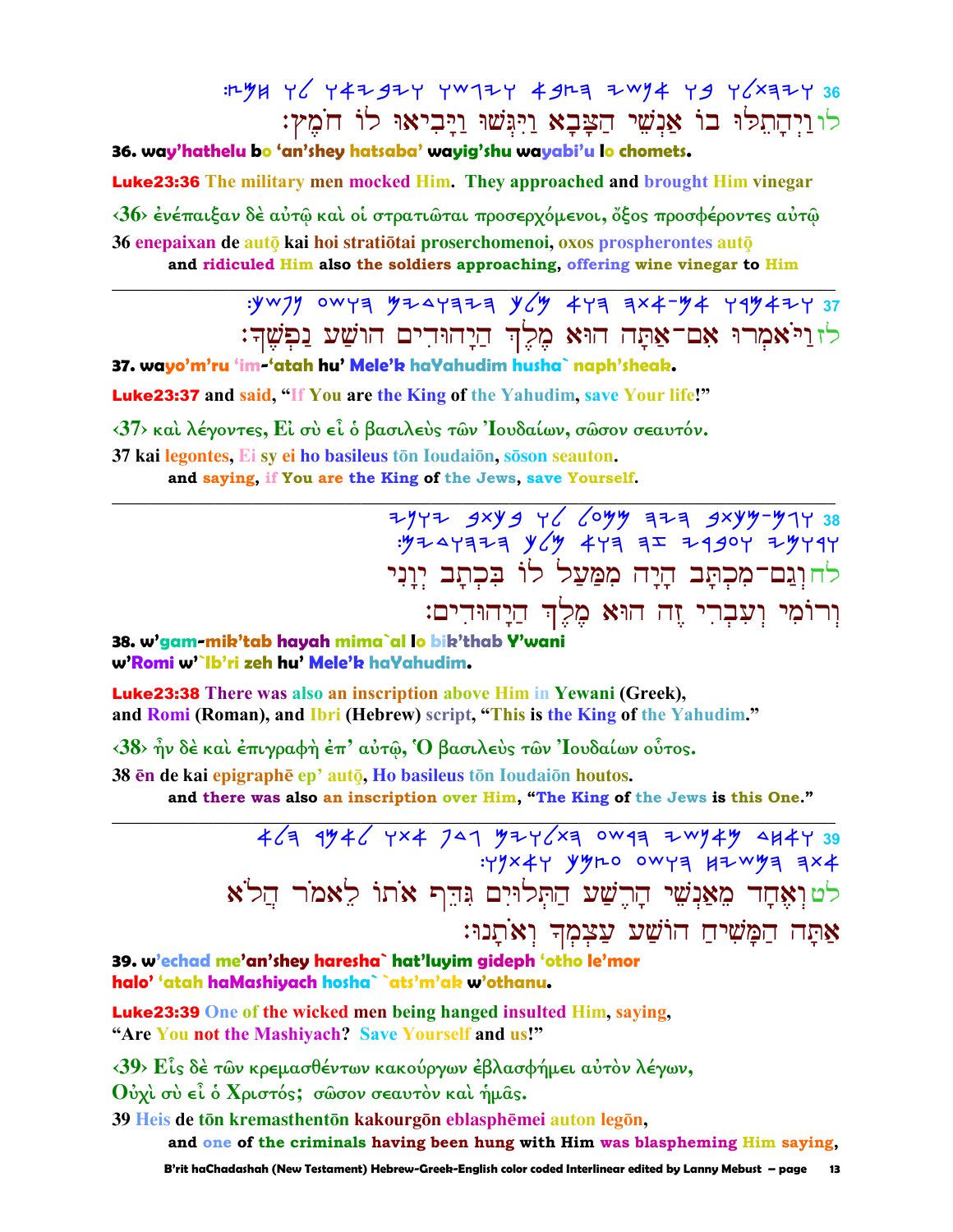36 ויהתלו בו אנשי הצבא ויגשו ויביאו לו חמץ:

לו וַיְּהָתֵלוּ בוֹ אַנְשֵׁי הַצָּבָא וַיִּגְּשׁוּ וַיָּבִיאוּ לוֹ חֹמֶץ:

**36. way'hathelu bo 'an'shey hatsaba' wayig'shu wayabi'u lo chomets.**

**Luke23:36 The military men mocked Him. They approached and brought Him vinegar**

‹36› ἐνέπαιξαν δὲ αὐτῷ καὶ οἱ στρατιῶται προσερχόμενοι, ὄξος προσφέροντες αὐτῷ

**36 enepaixan de autō kai hoi stratiōtai proserchomenoi, oxos prospherontes autō**
**and ridiculed Him also the soldiers approaching, offering wine vinegar to Him**

---

37 ויאמרו אם-אתה הוא מלך היהודים הושע נפשך:

לז וַיֹּאמְרוּ אִם־אַתָּה הוּא מֶלֶךְ הַיְּהוּדִים הוֹשַׁע נַפְשֶׁךָ:

**37. wayo'm'ru 'im-'atah hu' Mele'k haYahudim husha` naph'sheak.**

**Luke23:37 and said, "If You are the King of the Yahudim, save Your life!"**

‹37› καὶ λέγοντες, Εἰ σὺ εἶ ὁ βασιλεὺς τῶν Ἰουδαίων, σῶσον σεαυτόν.

**37 kai legontes, Ei sy ei ho basileus tōn Ioudaiōn, sōson seauton.**
**and saying, if You are the King of the Jews, save Yourself.**

---

38 וגם-מכתב היה ממעל לו בכתב יוני ורומי ועברי זה הוא מלך היהודים:

לח וְגַם־מִכְתָּב הָיָה מִמַּעַל לוֹ בִּכְתָב יְוָנִי וְרוֹמִי וְעִבְרִי זֶה הוּא מֶלֶךְ הַיְּהוּדִים:

**38. w'gam-mik'tab hayah mima`al lo bik'thab Y'wani w'Romi w'`Ib'ri zeh hu' Mele'k haYahudim.**

**Luke23:38 There was also an inscription above Him in Yewani (Greek), and Romi (Roman), and Ibri (Hebrew) script, "This is the King of the Yahudim."**

‹38› ἦν δὲ καὶ ἐπιγραφὴ ἐπ' αὐτῷ, Ὁ βασιλεὺς τῶν Ἰουδαίων οὗτος.

**38 ēn de kai epigraphē ep' autō, Ho basileus tōn Ioudaiōn houtos.**
**and there was also an inscription over Him, "The King of the Jews is this One."**

---

39 ואחד מאנשי הרשע התלוים גדף אתו לאמר הלא אתה המשיח הושע עצמך ואתנו:

לט וְאֶחָד מֵאַנְשֵׁי הָרֶשַׁע הַתְּלוּיִם גִּדֵּף אֹתוֹ לֵאמֹר הֲלֹא אַתָּה הַמָּשִׁיחַ הוֹשַׁע עַצְמְךָ וְאֹתָנוּ:

**39. w'echad me'an'shey haresha` hat'luyim gideph 'otho le'mor halo' 'atah haMashiyach hosha` `ats'm'ak w'othanu.**

**Luke23:39 One of the wicked men being hanged insulted Him, saying, "Are You not the Mashiyach? Save Yourself and us!"**

‹39› Εἷς δὲ τῶν κρεμασθέντων κακούργων ἐβλασφήμει αὐτὸν λέγων, Οὐχὶ σὺ εἶ ὁ Χριστός; σῶσον σεαυτὸν καὶ ἡμᾶς.

**39 Heis de tōn kremasthentōn kakourgōn eblasphēmei auton legōn,**
**and one of the criminals having been hung with Him was blaspheming Him saying,**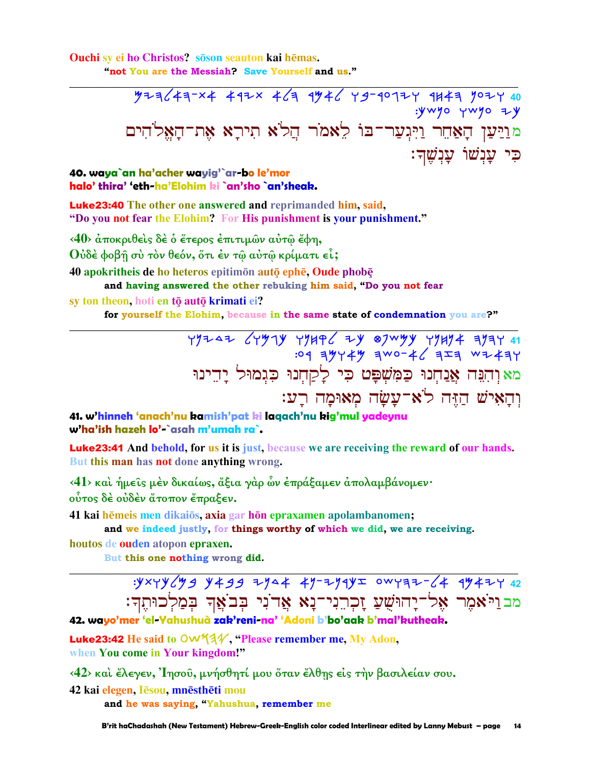Ouchi sy ei ho Christos? sōson seauton kai hēmas.
"not You are the Messiah? Save Yourself and us."

---

40 ויען האחר ויגער־בו לאמר הלא תירא את־האלהים כי ענשו ענשך׃

מ וַיַּעַן הָאַחֵר וַיִּגְעַר־בּוֹ לֵאמֹר הֲלֹא תִירָא אֶת־הָאֱלֹהִים כִּי עָנְשׁוֹ עָנְשֶׁךָ׃

**40. waya`an ha'acher wayig'`ar-bo le'mor halo' thira' 'eth-ha'Elohim ki `an'sho `an'sheak.**

Luke23:40 The other one answered and reprimanded him, said, "Do you not fear the Elohim? For His punishment is your punishment."

‹40› ἀποκριθεὶς δὲ ὁ ἕτερος ἐπιτιμῶν αὐτῷ ἔφη, Οὐδὲ φοβῇ σὺ τὸν θεόν, ὅτι ἐν τῷ αὐτῷ κρίματι εἶ;

40 apokritheis de ho heteros epitimōn autō ephē, Oude phobē
**and having answered the other rebuking him said, "Do you not fear**

sy ton theon, hoti en tō autō krimati ei?
**for yourself the Elohim, because in the same state of condemnation you are?"**

---

41 והנה אנחנו כמשפט כי לקחנו כגמול ידינו והאיש הזה לא־עשה מאומה רע׃

מא וְהִנֵּה אֲנַחְנוּ כַּמִּשְׁפָּט כִּי לָקַחְנוּ כִּגְמוּל יָדֵינוּ וְהָאִישׁ הַזֶּה לֹא־עָשָׂה מְאוּמָה רָע׃

**41. w'hinneh 'anach'nu kamish'pat ki laqach'nu kig'mul yadeynu w'ha'ish hazeh lo'-`asah m'umah ra`.**

Luke23:41 And behold, for us it is just, because we are receiving the reward of our hands. But this man has not done anything wrong.

‹41› καὶ ἡμεῖς μὲν δικαίως, ἄξια γὰρ ὧν ἐπράξαμεν ἀπολαμβάνομεν· οὗτος δὲ οὐδὲν ἄτοπον ἔπραξεν.

41 kai hēmeis men dikaiōs, axia gar hōn epraxamen apolambanomen;
**and we indeed justly, for things worthy of which we did, we are receiving.**

houtos de ouden atopon epraxen.
**But this one nothing wrong did.**

---

42 ויאמר אל־יהושע זכרני־נא אדני בבאך במלכותך׃

מב וַיֹּאמֶר אֶל־יָהוּשֻׁעַ זָכְרֵנִי־נָא אֲדֹנִי בְּבֹאֲךָ בְּמַלְכוּתֶךָ׃

**42. wayo'mer 'el-Yahushuà zak'reni-na' 'Adoni b'bo'aak b'mal'kutheak.**

Luke23:42 He said to 𐤏𐤔𐤅𐤄𐤉, "Please remember me, My Adon, when You come in Your kingdom!"

‹42› καὶ ἔλεγεν, Ἰησοῦ, μνήσθητί μου ὅταν ἔλθῃς εἰς τὴν βασιλείαν σου.

42 kai elegen, Iēsou, mnēsthēti mou
**and he was saying, "Yahushua, remember me**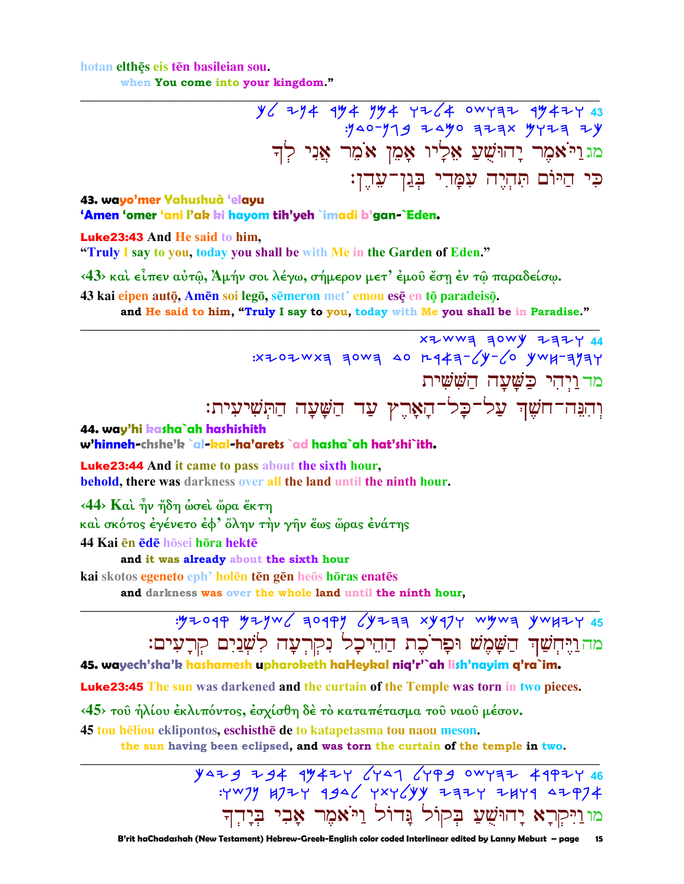hotan elthēs eis tēn basileian sou.
when You come into your kingdom."

---

43 ויאמר יהושע אליו אמן אמר אני לך כי היום תהיה עמדי בגן-עדן:

מג וַיֹּאמֶר יָהוּשֻׁעַ אֵלָיו אָמֵן אֹמֵר אֲנִי לָךְ
כִּי הַיּוֹם תִּהְיֶה עִמָּדִי בְּגַן־עֵדֶן:

**43. wayo'mer Yahushuà 'elayu**
**'Amen 'omer 'ani l'ak ki hayom tih'yeh `imadi b'gan-`Eden.**

**Luke23:43** And He said to him,
"Truly I say to you, today you shall be with Me in the Garden of Eden."

‹43› καὶ εἶπεν αὐτῷ, Ἀμήν σοι λέγω, σήμερον μετ' ἐμοῦ ἔσῃ ἐν τῷ παραδείσῳ.

43 kai eipen autō, Amēn soi legō, sēmeron met' emou esē en tō paradeisō.
**and He said to him, "Truly I say to you, today with Me you shall be in Paradise."**

---

44 ויהי כשעה הששית והנה-חשך על-כל-הארץ עד השעה התשיעית:

מד וַיְהִי כַּשָּׁעָה הַשִּׁשִּׁית
וְהִנֵּה־חֹשֶׁךְ עַל־כָּל־הָאָרֶץ עַד הַשָּׁעָה הַתְּשִׁיעִית:

**44. way'hi kasha`ah hashishith**
**w'hinneh-chshe'k `al-kal-ha'arets `ad hasha`ah hat'shi`ith.**

**Luke23:44** And it came to pass about the sixth hour,
**behold, there was darkness over all the land until the ninth hour.**

‹44› Καὶ ἦν ἤδη ὡσεὶ ὥρα ἕκτη
καὶ σκότος ἐγένετο ἐφ' ὅλην τὴν γῆν ἕως ὥρας ἐνάτης

44 Kai ēn ēdē hōsei hōra hektē
**and it was already about the sixth hour**
kai skotos egeneto eph' holēn tēn gēn heōs hōras enatēs
**and darkness was over the whole land until the ninth hour,**

---

45 ויחשך השמש ופרכת ההיכל נקרעה לשנים קרעים:

מה וַיֶּחְשַׁךְ הַשֶּׁמֶשׁ וּפָרֹכֶת הַהֵיכָל נִקְרְעָה לִשְׁנַיִם קְרָעִים:

**45. wayech'sha'k hashamesh upharoketh haHeykal niq'r'`ah lish'nayim q'ra`im.**

**Luke23:45** The sun was darkened and the curtain of the Temple was torn in two pieces.

‹45› τοῦ ἡλίου ἐκλιπόντος, ἐσχίσθη δὲ τὸ καταπέτασμα τοῦ ναοῦ μέσον.

45 tou hēliou eklipontos, eschisthē de to katapetasma tou naou meson.
**the sun having been eclipsed, and was torn the curtain of the temple in two.**

---

46 ויקרא יהושע בקול גדול ויאמר אבי בידך אפקיד רוחי ובאמרו כלתו נגוע:

מו וַיִּקְרָא יָהוּשֻׁעַ בְּקוֹל גָּדוֹל וַיֹּאמֶר אָבִי בְּיָדְךָ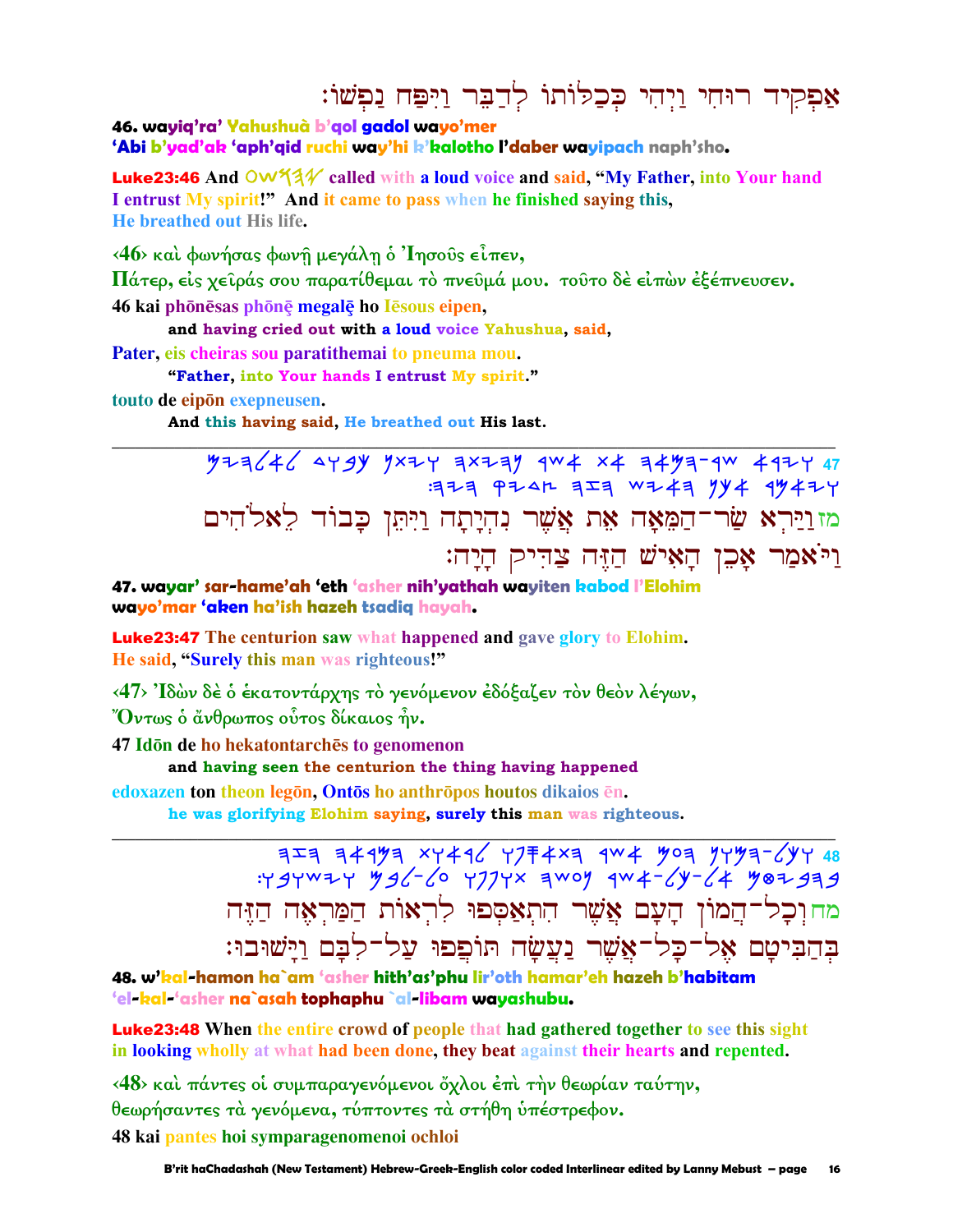אַפְקִיד רוּחִי וַיְהִי כְּכַלּוֹתוֹ לְדַבֵּר וַיִּפַּח נַפְשׁוֹ׃

46. wayiq'ra' Yahushuà b'qol gadol wayo'mer
'Abi b'yad'ak 'aph'qid ruchi way'hi k'kalotho l'daber wayipach naph'sho.

Luke23:46 And OWY𐤄𐤉 called with a loud voice and said, "My Father, into Your hand I entrust My spirit!" And it came to pass when he finished saying this, He breathed out His life.

‹46› καὶ φωνήσας φωνῇ μεγάλῃ ὁ Ἰησοῦς εἶπεν,
Πάτερ, εἰς χεῖράς σου παρατίθεμαι τὸ πνεῦμά μου. τοῦτο δὲ εἰπὼν ἐξέπνευσεν.

46 kai phōnēsas phōnē megalē ho Iēsous eipen,
and having cried out with a loud voice Yahushua, said,
Pater, eis cheiras sou paratithemai to pneuma mou.
"Father, into Your hands I entrust My spirit."
touto de eipōn exepneusen.
And this having said, He breathed out His last.

---

47 𐤅𐤉𐤓𐤀 𐤔𐤓-𐤄𐤌𐤀𐤄 𐤀𐤕 𐤀𐤔𐤓 𐤍𐤄𐤉𐤕𐤄 𐤅𐤉𐤕𐤍 𐤊𐤁𐤅𐤃 𐤋𐤀𐤋𐤄𐤉𐤌
𐤅𐤉𐤀𐤌𐤓 𐤀𐤊𐤍 𐤄𐤀𐤉𐤔 𐤄𐤆𐤄 𐤑𐤃𐤉𐤒 𐤄𐤉𐤄׃

מז וַיַּרְא שַׂר־הַמֵּאָה אֵת אֲשֶׁר נִהְיָתָה וַיִּתֵּן כָּבוֹד לֵאלֹהִים
וַיֹּאמַר אָכֵן הָאִישׁ הַזֶּה צַדִּיק הָיָה׃

47. wayar' sar-hame'ah 'eth 'asher nih'yathah wayiten kabod l'Elohim
wayo'mar 'aken ha'ish hazeh tsadiq hayah.

Luke23:47 The centurion saw what happened and gave glory to Elohim.
He said, "Surely this man was righteous!"

‹47› Ἰδὼν δὲ ὁ ἑκατοντάρχης τὸ γενόμενον ἐδόξαζεν τὸν θεὸν λέγων,
Ὄντως ὁ ἄνθρωπος οὗτος δίκαιος ἦν.

47 Idōn de ho hekatontarchēs to genomenon
and having seen the centurion the thing having happened
edoxazen ton theon legōn, Ontōs ho anthrōpos houtos dikaios ēn.
he was glorifying Elohim saying, surely this man was righteous.

---

48 𐤅𐤊𐤋-𐤄𐤌𐤅𐤍 𐤄𐤏𐤌 𐤀𐤔𐤓 𐤄𐤕𐤀𐤎𐤐𐤅 𐤋𐤓𐤀𐤅𐤕 𐤄𐤌𐤓𐤀𐤄 𐤄𐤆𐤄
𐤁𐤄𐤁𐤉𐤈𐤌 𐤀𐤋-𐤊𐤋-𐤀𐤔𐤓 𐤍𐤏𐤔𐤄 𐤕𐤅𐤐𐤐𐤅 𐤏𐤋-𐤋𐤁𐤌 𐤅𐤉𐤔𐤅𐤁𐤅׃

מח וְכָל־הֲמוֹן הָעָם אֲשֶׁר הִתְאַסְּפוּ לִרְאוֹת הַמַּרְאֶה הַזֶּה
בְּהַבִּיטָם אֶל־כָּל־אֲשֶׁר נַעֲשָׂה תּוֹפְפוּ עַל־לִבָּם וַיָּשׁוּבוּ׃

48. w'kal-hamon ha`am 'asher hith'as'phu lir'oth hamar'eh hazeh b'habitam
'el-kal-'asher na`asah tophaphu `al-libam wayashubu.

Luke23:48 When the entire crowd of people that had gathered together to see this sight in looking wholly at what had been done, they beat against their hearts and repented.

‹48› καὶ πάντες οἱ συμπαραγενόμενοι ὄχλοι ἐπὶ τὴν θεωρίαν ταύτην,
θεωρήσαντες τὰ γενόμενα, τύπτοντες τὰ στήθη ὑπέστρεφον.

48 kai pantes hoi symparagenomenoi ochloi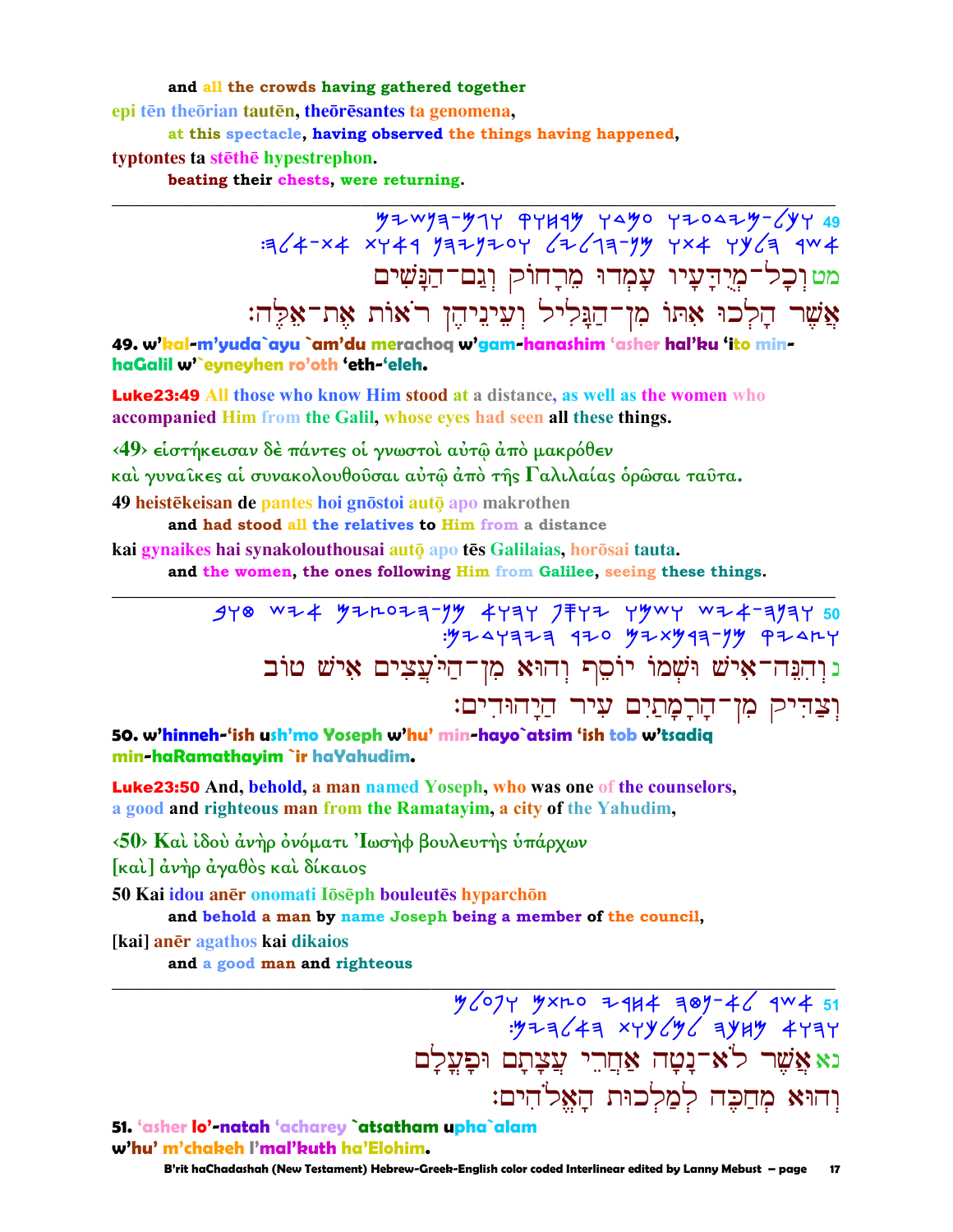and all the crowds having gathered together

epi tēn theōrian tautēn, theōrēsantes ta genomena,

at this spectacle, having observed the things having happened,

typtontes ta stēthē hypestrephon.

beating their chests, were returning.

---

מט וְכָל־מְיֻדָּעָיו עָמְדוּ מֵרָחוֹק וְגַם־הַנָּשִׁים

אֲשֶׁר הָלְכוּ אִתּוֹ מִן־הַגָּלִיל וְעֵינֵיהֶן רֹאוֹת אֶת־אֵלֶּה׃

**49. w'kal-m'yuda`ayu `am'du merachoq w'gam-hanashim 'asher hal'ku 'ito min-haGalil w'`eyneyhen ro'oth 'eth-'eleh.**

**Luke23:49** All those who know Him stood at a distance, as well as the women who accompanied Him from the Galil, whose eyes had seen all these things.

‹49› εἱστήκεισαν δὲ πάντες οἱ γνωστοὶ αὐτῷ ἀπὸ μακρόθεν

καὶ γυναῖκες αἱ συνακολουθοῦσαι αὐτῷ ἀπὸ τῆς Γαλιλαίας ὁρῶσαι ταῦτα.

49 heistēkeisan de pantes hoi gnōstoi autō apo makrothen

and had stood all the relatives to Him from a distance

kai gynaikes hai synakolouthousai autō apo tēs Galilaias, horōsai tauta.

and the women, the ones following Him from Galilee, seeing these things.

---

נ וְהִנֵּה־אִישׁ וּשְׁמוֹ יוֹסֵף וְהוּא מִן־הַיֹּעֲצִים אִישׁ טוֹב

וְצַדִּיק מִן־הָרָמָתַיִם עִיר הַיְהוּדִים׃

**50. w'hinneh-'ish ush'mo Yoseph w'hu' min-hayo`atsim 'ish tob w'tsadiq min-haRamathayim `ir haYahudim.**

**Luke23:50** And, behold, a man named Yoseph, who was one of the counselors, a good and righteous man from the Ramatayim, a city of the Yahudim,

‹50› Καὶ ἰδοὺ ἀνὴρ ὀνόματι Ἰωσὴφ βουλευτὴς ὑπάρχων

[καὶ] ἀνὴρ ἀγαθὸς καὶ δίκαιος

50 Kai idou anēr onomati Iōsēph bouleutēs hyparchōn

and behold a man by name Joseph being a member of the council,

[kai] anēr agathos kai dikaios

and a good man and righteous

---

נא אֲשֶׁר לֹא־נָטָה אַחֲרֵי עֲצָתָם וּפָעֳלָם

וְהוּא מְחַכֶּה לְמַלְכוּת הָאֱלֹהִים׃

**51. 'asher lo'-natah 'acharey `atsatham upha`alam w'hu' m'chakeh l'mal'kuth ha'Elohim.**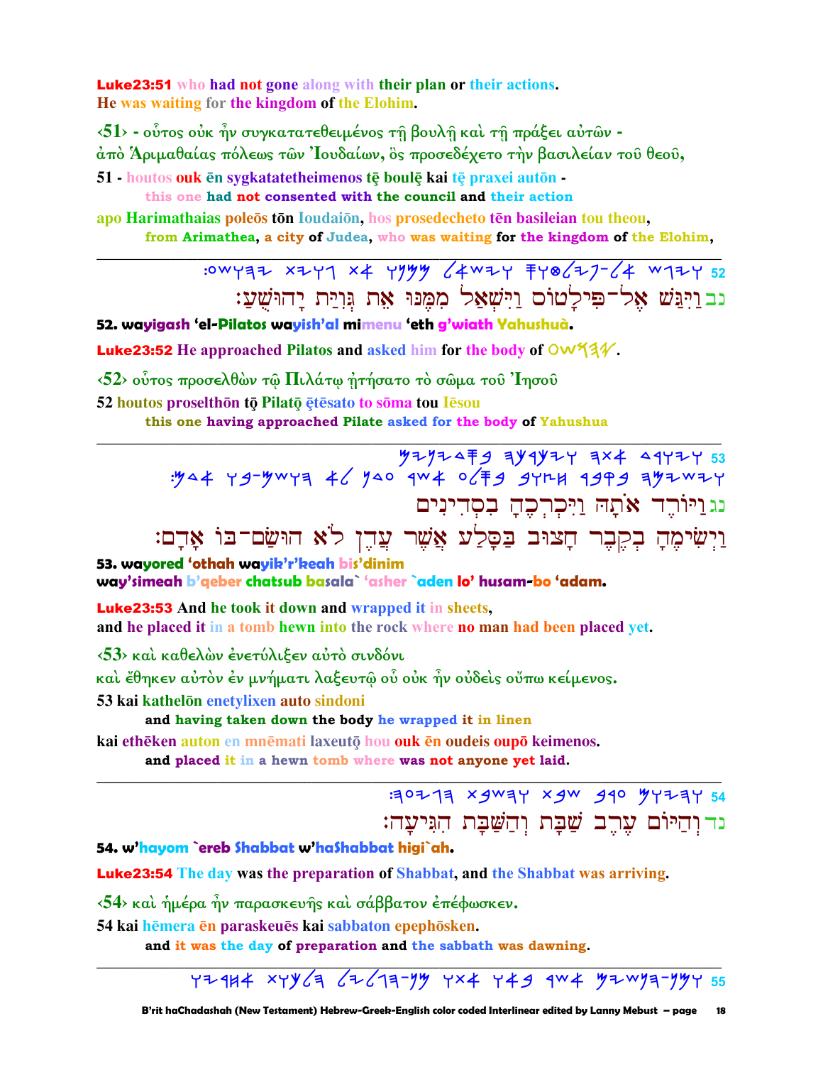**Luke23:51** who had not gone along with their plan or their actions.
He was waiting for the kingdom of the Elohim.

‹51› - οὗτος οὐκ ἦν συγκατατεθειμένος τῇ βουλῇ καὶ τῇ πράξει αὐτῶν -
ἀπὸ Ἀριμαθαίας πόλεως τῶν Ἰουδαίων, ὃς προσεδέχετο τὴν βασιλείαν τοῦ θεοῦ,

51 - houtos ouk ēn sygkatatetheimenos tē boulē kai tē praxei autōn -
this one had not consented with the council and their action

apo Harimathaias poleōs tōn Ioudaiōn, hos prosedecheto tēn basileian tou theou,
from Arimathea, a city of Judea, who was waiting for the kingdom of the Elohim,

---

נב וַיִּגַּשׁ אֶל־פִּילָטוֹס וַיִּשְׁאַל מִמֶּנּוּ אֵת גְּוִיַּת יָהוּשֻׁעַ׃

**52. wayigash 'el-Pilatos wayish'al mimenu 'eth g'wiath Yahushuà.**

**Luke23:52** He approached Pilatos and asked him for the body of יהושע.

‹52› οὗτος προσελθὼν τῷ Πιλάτῳ ᾐτήσατο τὸ σῶμα τοῦ Ἰησοῦ

52 houtos proselthōn tō Pilatō ētēsato to sōma tou Iēsou
this one having approached Pilate asked for the body of Yahushua

---

נג וַיּוֹרֶד אֹתָהּ וַיִּכְרְכֶהָ בִּסְדִינִים
וַיְשִׂימֶהָ בְּקֶבֶר חָצוּב בַּסָּלַע אֲשֶׁר עֲדֶן לֹא הוּשַׂם־בּוֹ אָדָם׃

**53. wayored 'othah wayik'r'keah bis'dinim**
**way'simeah b'qeber chatsub basala` 'asher `aden lo' husam-bo 'adam.**

**Luke23:53** And he took it down and wrapped it in sheets,
and he placed it in a tomb hewn into the rock where no man had been placed yet.

‹53› καὶ καθελὼν ἐνετύλιξεν αὐτὸ σινδόνι
καὶ ἔθηκεν αὐτὸν ἐν μνήματι λαξευτῷ οὗ οὐκ ἦν οὐδεὶς οὔπω κείμενος.

53 kai kathelōn enetylixen auto sindoni
and having taken down the body he wrapped it in linen

kai ethēken auton en mnēmati laxeutō hou ouk ēn oudeis oupō keimenos.
and placed it in a hewn tomb where was not anyone yet laid.

---

נד וְהַיּוֹם עֶרֶב שַׁבָּת וְהַשַּׁבָּת הִגִּיעָה׃

**54. w'hayom `ereb Shabbat w'haShabbat higi`ah.**

**Luke23:54** The day was the preparation of Shabbat, and the Shabbat was arriving.

‹54› καὶ ἡμέρα ἦν παρασκευῆς καὶ σάββατον ἐπέφωσκεν.

54 kai hēmera ēn paraskeuēs kai sabbaton epephōsken.
and it was the day of preparation and the sabbath was dawning.

---

55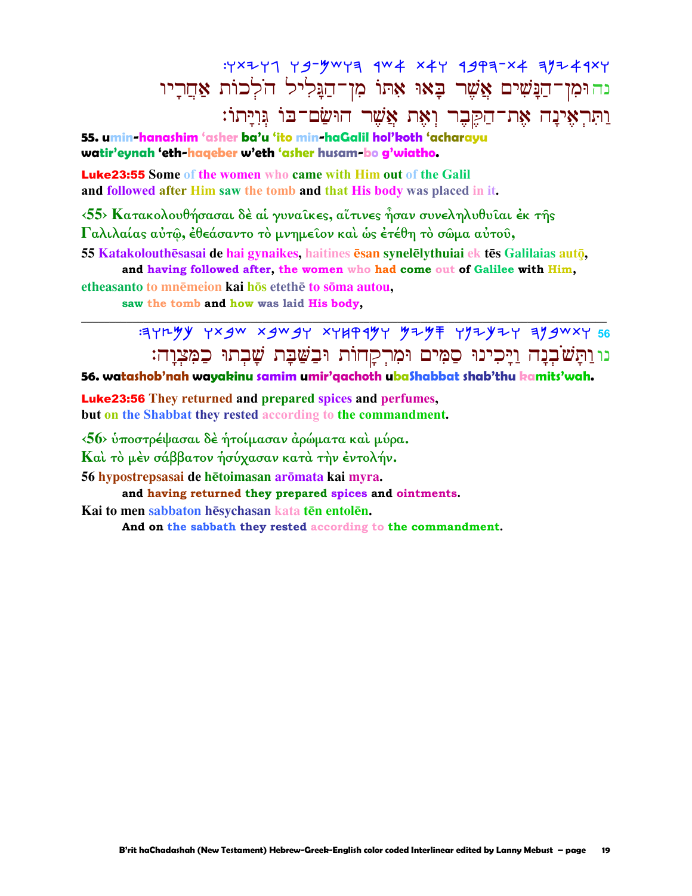:ויתחא תוכלה לילגה-ןמ ותא ואב רשא םישנה-ןמו

נה וּמִן־הַנָּשִׁים אֲשֶׁר בָּאוּ אִתּוֹ מִן־הַגָּלִיל הֹלְכוֹת אַחֲרָיו וַתִּרְאֶינָה אֶת־הַקֶּבֶר וְאֵת אֲשֶׁר הוּשַׂם־בּוֹ גְּוִיָּתוֹ:

**55. umin-hanashim 'asher ba'u 'ito min-haGalil hol'koth 'acharayu watir'eynah 'eth-haqeber w'eth 'asher husam-bo g'wiatho.**

**Luke23:55 Some of the women who came with Him out of the Galil and followed after Him saw the tomb and that His body was placed in it.**

‹55› Κατακολουθήσασαι δὲ αἱ γυναῖκες, αἵτινες ἦσαν συνεληλυθυῖαι ἐκ τῆς Γαλιλαίας αὐτῷ, ἐθεάσαντο τὸ μνημεῖον καὶ ὡς ἐτέθη τὸ σῶμα αὐτοῦ,

**55 Katakolouthēsasai de hai gynaikes, haitines ēsan synelēlythuiai ek tēs Galilaias autō̧,**
**and having followed after, the women who had come out of Galilee with Him,**
**etheasanto to mnēmeion kai hōs etethē to sōma autou,**
**saw the tomb and how was laid His body,**

---

:הוצמכ ותבש תבשבו תוחקרמו םימס וניכיו הנבשתו 56

נו וַתָּשֹׁבְנָה וַיָּכִינוּ סַמִּים וּמִרְקָחוֹת וּבַשַּׁבָּת שָׁבְתוּ כַּמִּצְוָה:

**56. watashob'nah wayakinu samim umir'qachoth ubaShabbat shab'thu kamits'wah.**

**Luke23:56 They returned and prepared spices and perfumes, but on the Shabbat they rested according to the commandment.**

‹56› ὑποστρέψασαι δὲ ἡτοίμασαν ἀρώματα καὶ μύρα.
Καὶ τὸ μὲν σάββατον ἡσύχασαν κατὰ τὴν ἐντολήν.

**56 hypostrepsasai de hētoimasan arōmata kai myra.**
**and having returned they prepared spices and ointments.**
**Kai to men sabbaton hēsychasan kata tēn entolēn.**
**And on the sabbath they rested according to the commandment.**